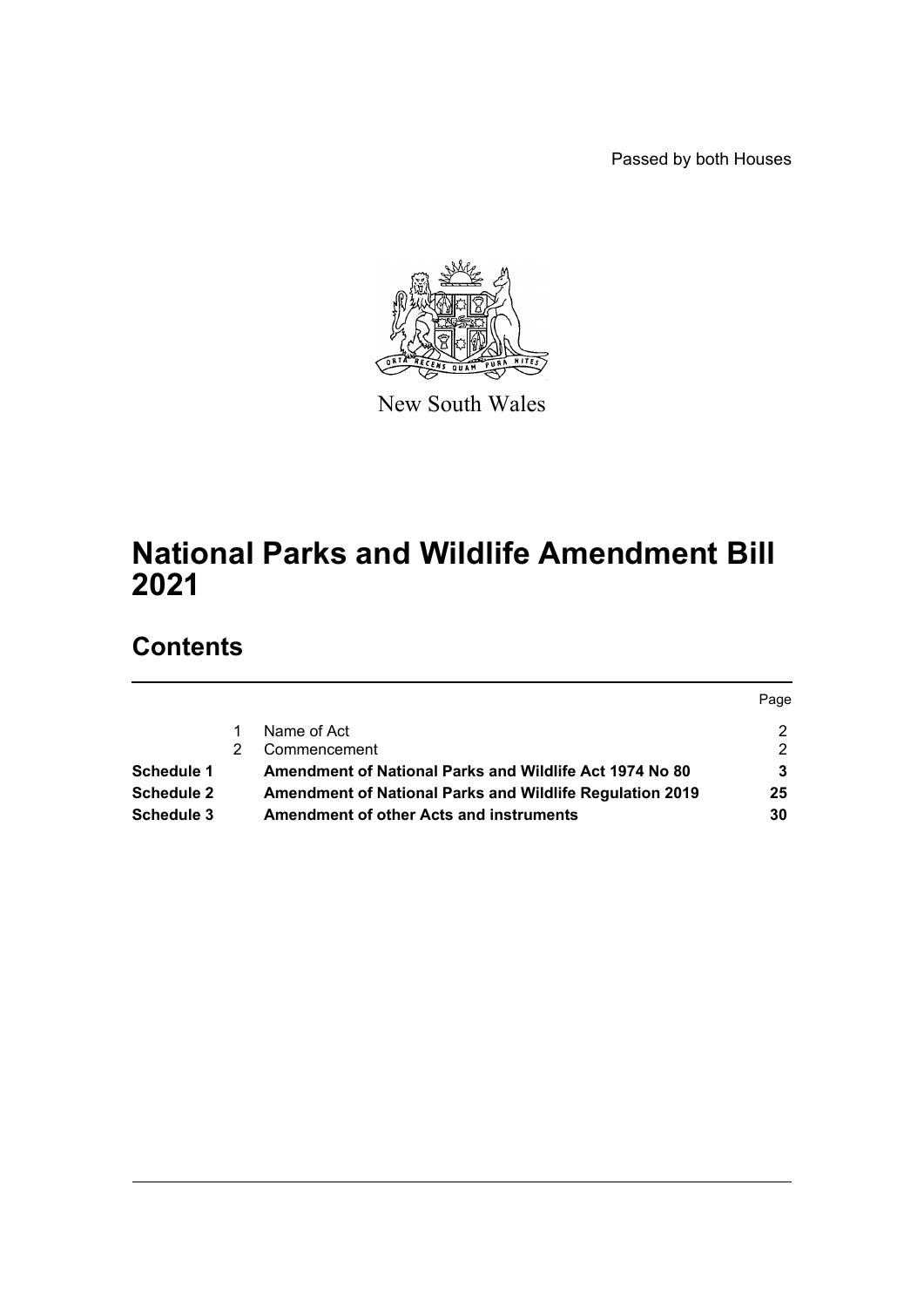Passed by both Houses

New South Wales

# National Parks and Wildlife Amendment Bill 2021

## Contents

| | | | Page |
|---|---|---|---|
| | 1 | Name of Act | 2 |
| | 2 | Commencement | 2 |
| **Schedule 1** | | **Amendment of National Parks and Wildlife Act 1974 No 80** | **3** |
| **Schedule 2** | | **Amendment of National Parks and Wildlife Regulation 2019** | **25** |
| **Schedule 3** | | **Amendment of other Acts and instruments** | **30** |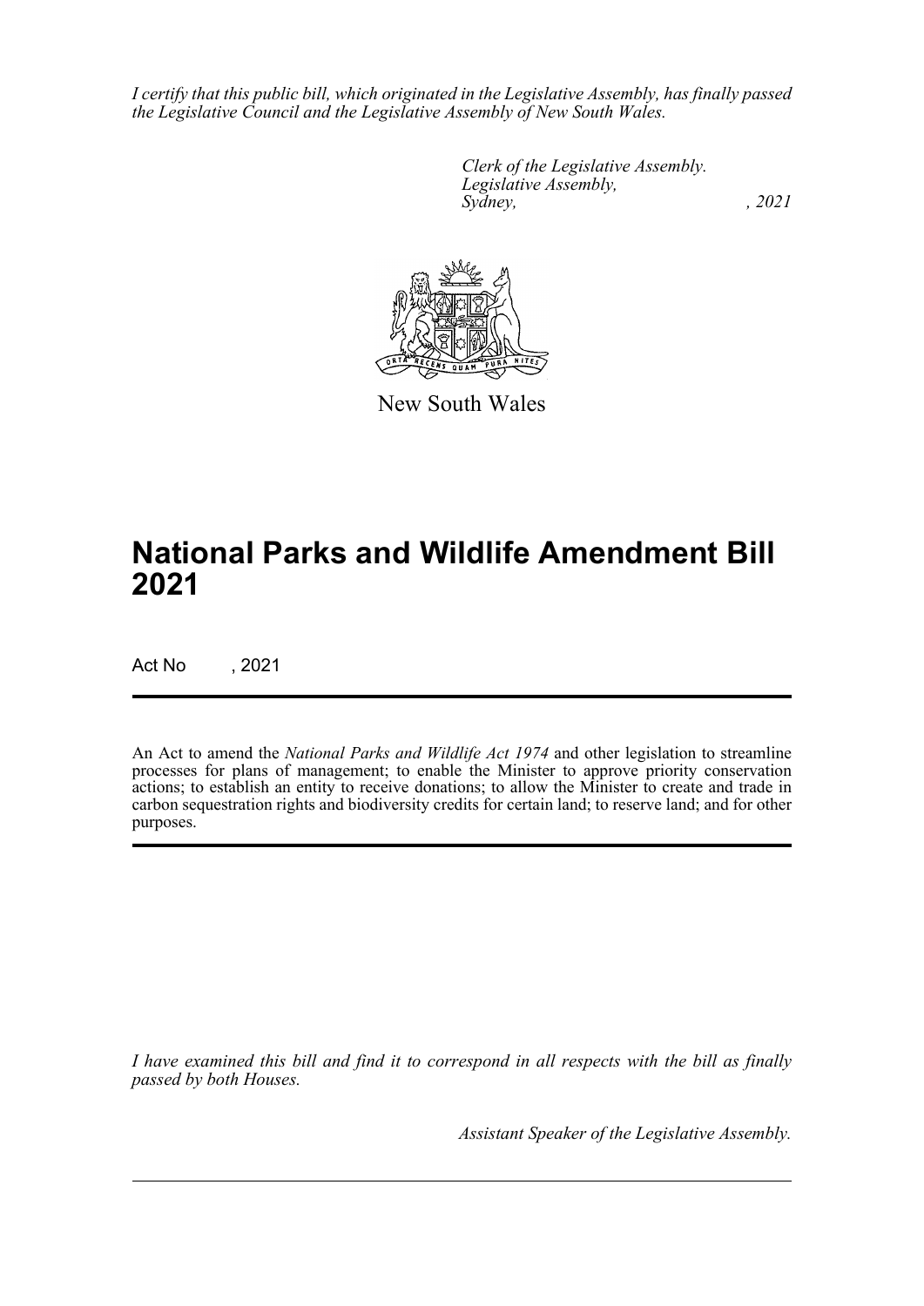*I certify that this public bill, which originated in the Legislative Assembly, has finally passed the Legislative Council and the Legislative Assembly of New South Wales.*

*Clerk of the Legislative Assembly.*
*Legislative Assembly,*
*Sydney, , 2021*

New South Wales

# National Parks and Wildlife Amendment Bill 2021

Act No , 2021

An Act to amend the *National Parks and Wildlife Act 1974* and other legislation to streamline processes for plans of management; to enable the Minister to approve priority conservation actions; to establish an entity to receive donations; to allow the Minister to create and trade in carbon sequestration rights and biodiversity credits for certain land; to reserve land; and for other purposes.

*I have examined this bill and find it to correspond in all respects with the bill as finally passed by both Houses.*

*Assistant Speaker of the Legislative Assembly.*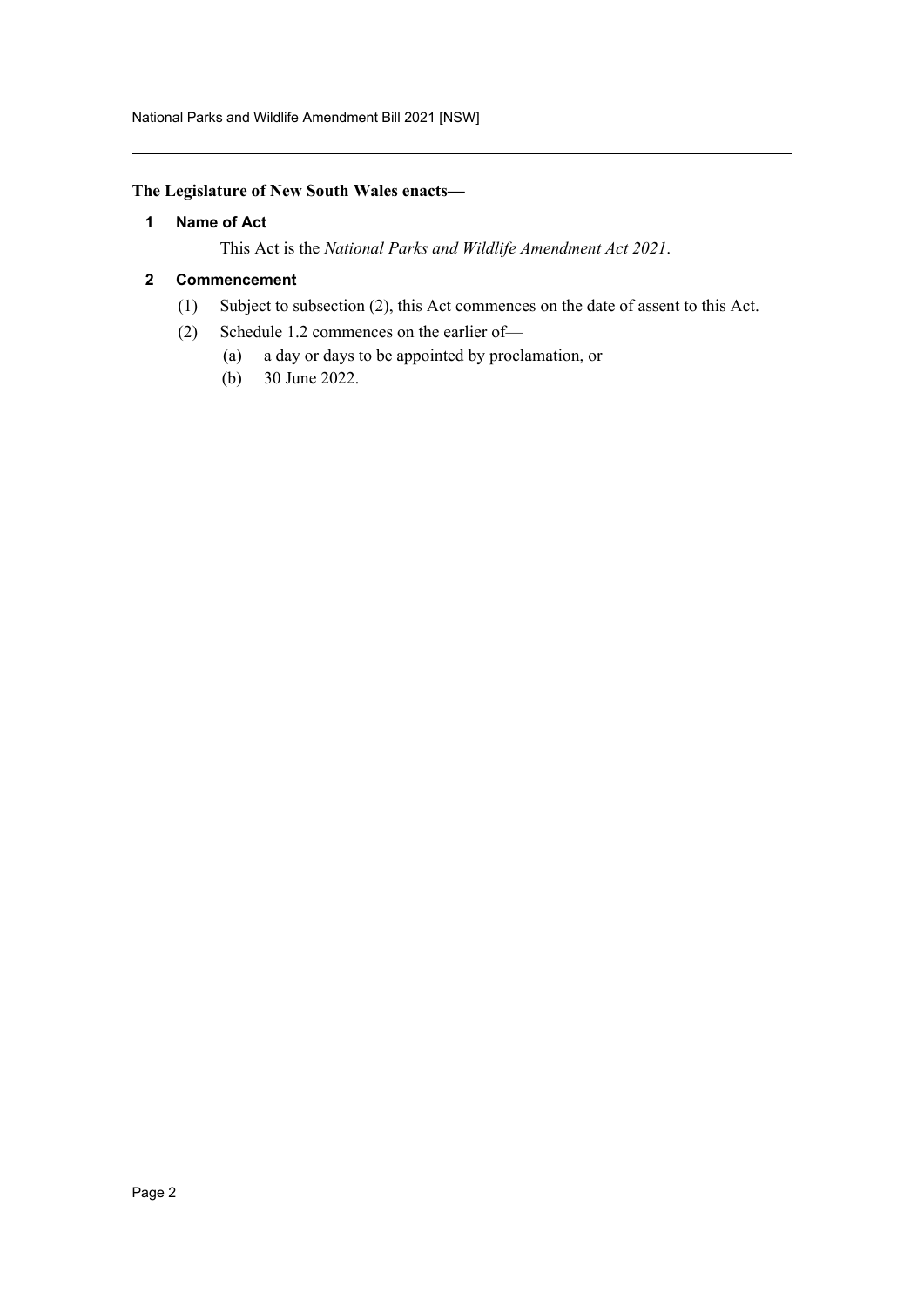**The Legislature of New South Wales enacts—**

## 1 Name of Act

This Act is the *National Parks and Wildlife Amendment Act 2021*.

## 2 Commencement

(1) Subject to subsection (2), this Act commences on the date of assent to this Act.

(2) Schedule 1.2 commences on the earlier of—

(a) a day or days to be appointed by proclamation, or

(b) 30 June 2022.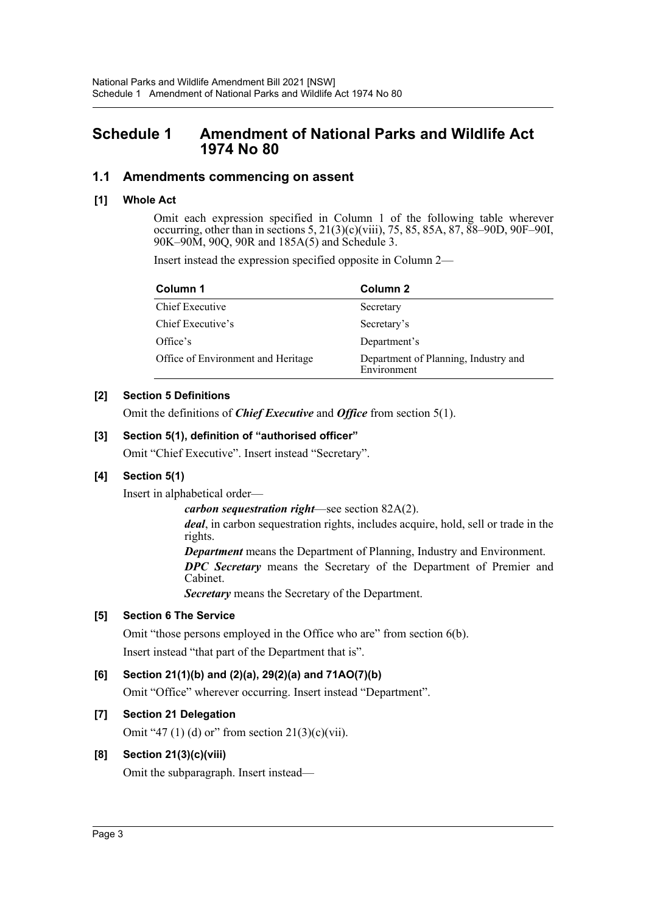# Schedule 1 Amendment of National Parks and Wildlife Act 1974 No 80

## 1.1 Amendments commencing on assent

### [1] Whole Act

Omit each expression specified in Column 1 of the following table wherever occurring, other than in sections 5, 21(3)(c)(viii), 75, 85, 85A, 87, 88–90D, 90F–90I, 90K–90M, 90Q, 90R and 185A(5) and Schedule 3.

Insert instead the expression specified opposite in Column 2—

| Column 1 | Column 2 |
| --- | --- |
| Chief Executive | Secretary |
| Chief Executive's | Secretary's |
| Office's | Department's |
| Office of Environment and Heritage | Department of Planning, Industry and Environment |

### [2] Section 5 Definitions

Omit the definitions of ***Chief Executive*** and ***Office*** from section 5(1).

### [3] Section 5(1), definition of "authorised officer"

Omit "Chief Executive". Insert instead "Secretary".

### [4] Section 5(1)

Insert in alphabetical order—

> ***carbon sequestration right***—see section 82A(2).
>
> ***deal***, in carbon sequestration rights, includes acquire, hold, sell or trade in the rights.
>
> ***Department*** means the Department of Planning, Industry and Environment.
>
> ***DPC Secretary*** means the Secretary of the Department of Premier and Cabinet.
>
> ***Secretary*** means the Secretary of the Department.

### [5] Section 6 The Service

Omit "those persons employed in the Office who are" from section 6(b).

Insert instead "that part of the Department that is".

### [6] Section 21(1)(b) and (2)(a), 29(2)(a) and 71AO(7)(b)

Omit "Office" wherever occurring. Insert instead "Department".

### [7] Section 21 Delegation

Omit "47 (1) (d) or" from section 21(3)(c)(vii).

### [8] Section 21(3)(c)(viii)

Omit the subparagraph. Insert instead—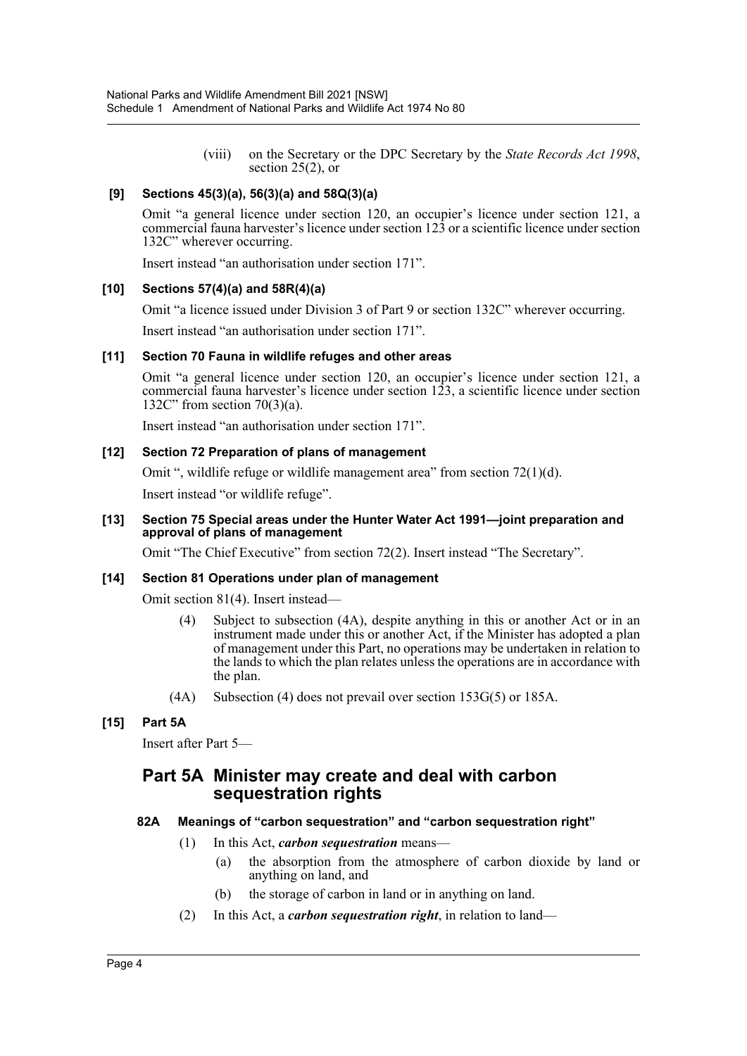(viii) on the Secretary or the DPC Secretary by the *State Records Act 1998*, section 25(2), or

**[9] Sections 45(3)(a), 56(3)(a) and 58Q(3)(a)**

Omit "a general licence under section 120, an occupier's licence under section 121, a commercial fauna harvester's licence under section 123 or a scientific licence under section 132C" wherever occurring.

Insert instead "an authorisation under section 171".

**[10] Sections 57(4)(a) and 58R(4)(a)**

Omit "a licence issued under Division 3 of Part 9 or section 132C" wherever occurring.

Insert instead "an authorisation under section 171".

**[11] Section 70 Fauna in wildlife refuges and other areas**

Omit "a general licence under section 120, an occupier's licence under section 121, a commercial fauna harvester's licence under section 123, a scientific licence under section 132C" from section 70(3)(a).

Insert instead "an authorisation under section 171".

**[12] Section 72 Preparation of plans of management**

Omit ", wildlife refuge or wildlife management area" from section 72(1)(d).

Insert instead "or wildlife refuge".

**[13] Section 75 Special areas under the Hunter Water Act 1991—joint preparation and approval of plans of management**

Omit "The Chief Executive" from section 72(2). Insert instead "The Secretary".

**[14] Section 81 Operations under plan of management**

Omit section 81(4). Insert instead—

(4) Subject to subsection (4A), despite anything in this or another Act or in an instrument made under this or another Act, if the Minister has adopted a plan of management under this Part, no operations may be undertaken in relation to the lands to which the plan relates unless the operations are in accordance with the plan.

(4A) Subsection (4) does not prevail over section 153G(5) or 185A.

**[15] Part 5A**

Insert after Part 5—

## Part 5A Minister may create and deal with carbon sequestration rights

**82A Meanings of "carbon sequestration" and "carbon sequestration right"**

(1) In this Act, ***carbon sequestration*** means—

(a) the absorption from the atmosphere of carbon dioxide by land or anything on land, and

(b) the storage of carbon in land or in anything on land.

(2) In this Act, a ***carbon sequestration right***, in relation to land—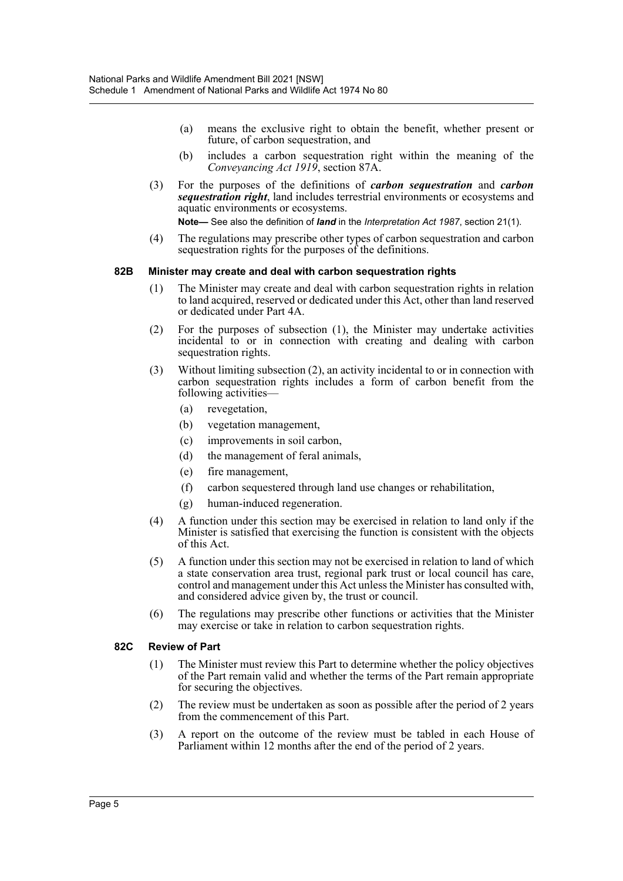(a) means the exclusive right to obtain the benefit, whether present or future, of carbon sequestration, and

(b) includes a carbon sequestration right within the meaning of the *Conveyancing Act 1919*, section 87A.

(3) For the purposes of the definitions of ***carbon sequestration*** and ***carbon sequestration right***, land includes terrestrial environments or ecosystems and aquatic environments or ecosystems.

**Note—** See also the definition of ***land*** in the *Interpretation Act 1987*, section 21(1).

(4) The regulations may prescribe other types of carbon sequestration and carbon sequestration rights for the purposes of the definitions.

### 82B Minister may create and deal with carbon sequestration rights

(1) The Minister may create and deal with carbon sequestration rights in relation to land acquired, reserved or dedicated under this Act, other than land reserved or dedicated under Part 4A.

(2) For the purposes of subsection (1), the Minister may undertake activities incidental to or in connection with creating and dealing with carbon sequestration rights.

(3) Without limiting subsection (2), an activity incidental to or in connection with carbon sequestration rights includes a form of carbon benefit from the following activities—

(a) revegetation,

(b) vegetation management,

(c) improvements in soil carbon,

(d) the management of feral animals,

(e) fire management,

(f) carbon sequestered through land use changes or rehabilitation,

(g) human-induced regeneration.

(4) A function under this section may be exercised in relation to land only if the Minister is satisfied that exercising the function is consistent with the objects of this Act.

(5) A function under this section may not be exercised in relation to land of which a state conservation area trust, regional park trust or local council has care, control and management under this Act unless the Minister has consulted with, and considered advice given by, the trust or council.

(6) The regulations may prescribe other functions or activities that the Minister may exercise or take in relation to carbon sequestration rights.

### 82C Review of Part

(1) The Minister must review this Part to determine whether the policy objectives of the Part remain valid and whether the terms of the Part remain appropriate for securing the objectives.

(2) The review must be undertaken as soon as possible after the period of 2 years from the commencement of this Part.

(3) A report on the outcome of the review must be tabled in each House of Parliament within 12 months after the end of the period of 2 years.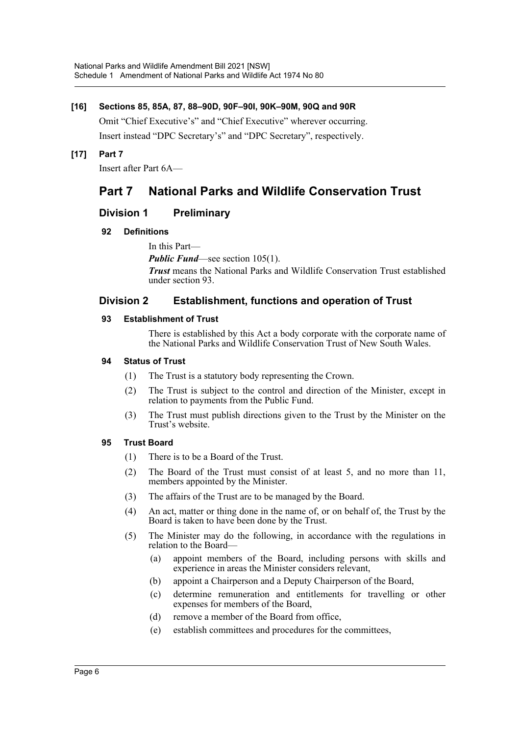**[16] Sections 85, 85A, 87, 88–90D, 90F–90I, 90K–90M, 90Q and 90R**

Omit "Chief Executive's" and "Chief Executive" wherever occurring.

Insert instead "DPC Secretary's" and "DPC Secretary", respectively.

**[17] Part 7**

Insert after Part 6A—

# Part 7 National Parks and Wildlife Conservation Trust

## Division 1 Preliminary

### 92 Definitions

In this Part—

***Public Fund***—see section 105(1).

***Trust*** means the National Parks and Wildlife Conservation Trust established under section 93.

## Division 2 Establishment, functions and operation of Trust

### 93 Establishment of Trust

There is established by this Act a body corporate with the corporate name of the National Parks and Wildlife Conservation Trust of New South Wales.

### 94 Status of Trust

(1) The Trust is a statutory body representing the Crown.

(2) The Trust is subject to the control and direction of the Minister, except in relation to payments from the Public Fund.

(3) The Trust must publish directions given to the Trust by the Minister on the Trust's website.

### 95 Trust Board

(1) There is to be a Board of the Trust.

(2) The Board of the Trust must consist of at least 5, and no more than 11, members appointed by the Minister.

(3) The affairs of the Trust are to be managed by the Board.

(4) An act, matter or thing done in the name of, or on behalf of, the Trust by the Board is taken to have been done by the Trust.

(5) The Minister may do the following, in accordance with the regulations in relation to the Board—

(a) appoint members of the Board, including persons with skills and experience in areas the Minister considers relevant,

(b) appoint a Chairperson and a Deputy Chairperson of the Board,

(c) determine remuneration and entitlements for travelling or other expenses for members of the Board,

(d) remove a member of the Board from office,

(e) establish committees and procedures for the committees,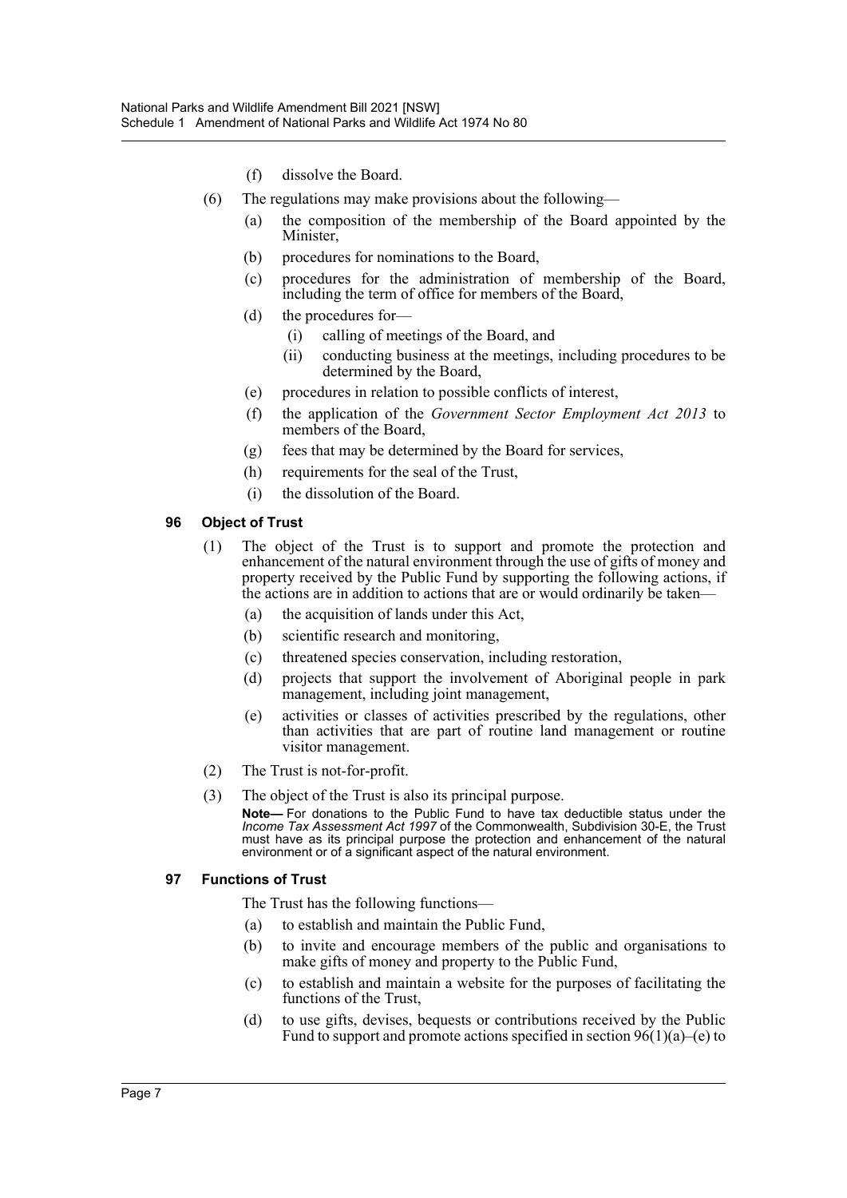(f) dissolve the Board.

(6) The regulations may make provisions about the following—

(a) the composition of the membership of the Board appointed by the Minister,

(b) procedures for nominations to the Board,

(c) procedures for the administration of membership of the Board, including the term of office for members of the Board,

(d) the procedures for—

(i) calling of meetings of the Board, and

(ii) conducting business at the meetings, including procedures to be determined by the Board,

(e) procedures in relation to possible conflicts of interest,

(f) the application of the *Government Sector Employment Act 2013* to members of the Board,

(g) fees that may be determined by the Board for services,

(h) requirements for the seal of the Trust,

(i) the dissolution of the Board.

### 96 Object of Trust

(1) The object of the Trust is to support and promote the protection and enhancement of the natural environment through the use of gifts of money and property received by the Public Fund by supporting the following actions, if the actions are in addition to actions that are or would ordinarily be taken—

(a) the acquisition of lands under this Act,

(b) scientific research and monitoring,

(c) threatened species conservation, including restoration,

(d) projects that support the involvement of Aboriginal people in park management, including joint management,

(e) activities or classes of activities prescribed by the regulations, other than activities that are part of routine land management or routine visitor management.

(2) The Trust is not-for-profit.

(3) The object of the Trust is also its principal purpose.

**Note—** For donations to the Public Fund to have tax deductible status under the *Income Tax Assessment Act 1997* of the Commonwealth, Subdivision 30-E, the Trust must have as its principal purpose the protection and enhancement of the natural environment or of a significant aspect of the natural environment.

### 97 Functions of Trust

The Trust has the following functions—

(a) to establish and maintain the Public Fund,

(b) to invite and encourage members of the public and organisations to make gifts of money and property to the Public Fund,

(c) to establish and maintain a website for the purposes of facilitating the functions of the Trust,

(d) to use gifts, devises, bequests or contributions received by the Public Fund to support and promote actions specified in section 96(1)(a)–(e) to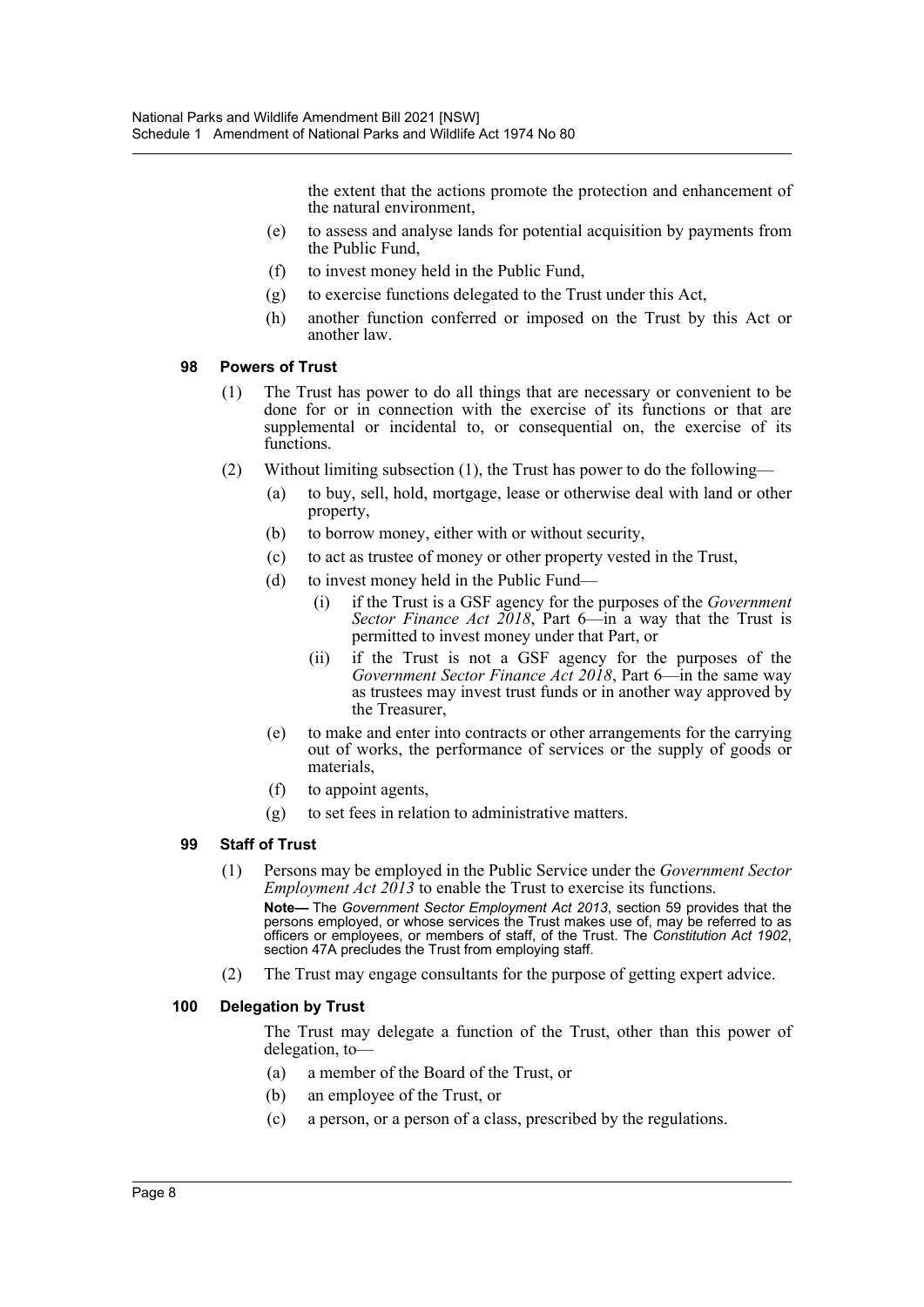the extent that the actions promote the protection and enhancement of the natural environment,

- (e) to assess and analyse lands for potential acquisition by payments from the Public Fund,
- (f) to invest money held in the Public Fund,
- (g) to exercise functions delegated to the Trust under this Act,
- (h) another function conferred or imposed on the Trust by this Act or another law.

### 98 Powers of Trust

(1) The Trust has power to do all things that are necessary or convenient to be done for or in connection with the exercise of its functions or that are supplemental or incidental to, or consequential on, the exercise of its functions.

(2) Without limiting subsection (1), the Trust has power to do the following—

- (a) to buy, sell, hold, mortgage, lease or otherwise deal with land or other property,
- (b) to borrow money, either with or without security,
- (c) to act as trustee of money or other property vested in the Trust,
- (d) to invest money held in the Public Fund—
  - (i) if the Trust is a GSF agency for the purposes of the *Government Sector Finance Act 2018*, Part 6—in a way that the Trust is permitted to invest money under that Part, or
  - (ii) if the Trust is not a GSF agency for the purposes of the *Government Sector Finance Act 2018*, Part 6—in the same way as trustees may invest trust funds or in another way approved by the Treasurer,
- (e) to make and enter into contracts or other arrangements for the carrying out of works, the performance of services or the supply of goods or materials,
- (f) to appoint agents,
- (g) to set fees in relation to administrative matters.

### 99 Staff of Trust

(1) Persons may be employed in the Public Service under the *Government Sector Employment Act 2013* to enable the Trust to exercise its functions.

**Note—** The *Government Sector Employment Act 2013*, section 59 provides that the persons employed, or whose services the Trust makes use of, may be referred to as officers or employees, or members of staff, of the Trust. The *Constitution Act 1902*, section 47A precludes the Trust from employing staff.

(2) The Trust may engage consultants for the purpose of getting expert advice.

### 100 Delegation by Trust

The Trust may delegate a function of the Trust, other than this power of delegation, to—

- (a) a member of the Board of the Trust, or
- (b) an employee of the Trust, or
- (c) a person, or a person of a class, prescribed by the regulations.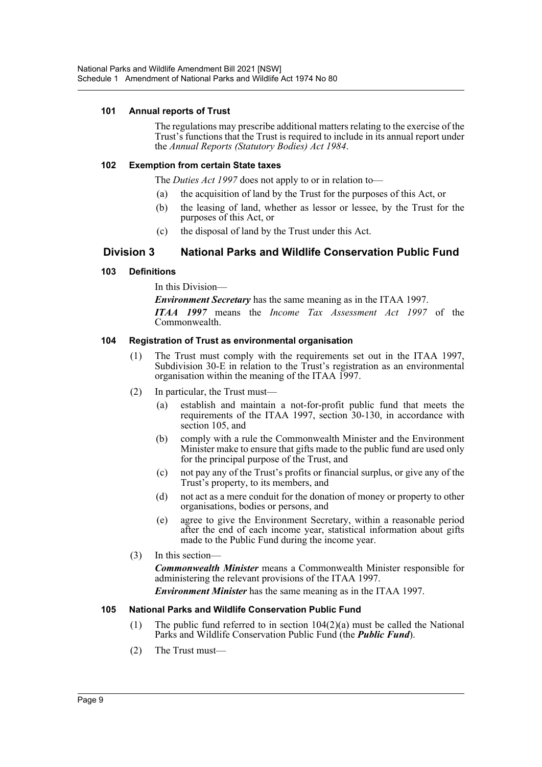#### 101 Annual reports of Trust

The regulations may prescribe additional matters relating to the exercise of the Trust's functions that the Trust is required to include in its annual report under the *Annual Reports (Statutory Bodies) Act 1984*.

#### 102 Exemption from certain State taxes

The *Duties Act 1997* does not apply to or in relation to—

(a) the acquisition of land by the Trust for the purposes of this Act, or

(b) the leasing of land, whether as lessor or lessee, by the Trust for the purposes of this Act, or

(c) the disposal of land by the Trust under this Act.

### Division 3 National Parks and Wildlife Conservation Public Fund

#### 103 Definitions

In this Division—

***Environment Secretary*** has the same meaning as in the ITAA 1997.

***ITAA 1997*** means the *Income Tax Assessment Act 1997* of the Commonwealth.

#### 104 Registration of Trust as environmental organisation

(1) The Trust must comply with the requirements set out in the ITAA 1997, Subdivision 30-E in relation to the Trust's registration as an environmental organisation within the meaning of the ITAA 1997.

(2) In particular, the Trust must—

(a) establish and maintain a not-for-profit public fund that meets the requirements of the ITAA 1997, section 30-130, in accordance with section 105, and

(b) comply with a rule the Commonwealth Minister and the Environment Minister make to ensure that gifts made to the public fund are used only for the principal purpose of the Trust, and

(c) not pay any of the Trust's profits or financial surplus, or give any of the Trust's property, to its members, and

(d) not act as a mere conduit for the donation of money or property to other organisations, bodies or persons, and

(e) agree to give the Environment Secretary, within a reasonable period after the end of each income year, statistical information about gifts made to the Public Fund during the income year.

(3) In this section—

***Commonwealth Minister*** means a Commonwealth Minister responsible for administering the relevant provisions of the ITAA 1997.

***Environment Minister*** has the same meaning as in the ITAA 1997.

#### 105 National Parks and Wildlife Conservation Public Fund

(1) The public fund referred to in section 104(2)(a) must be called the National Parks and Wildlife Conservation Public Fund (the ***Public Fund***).

(2) The Trust must—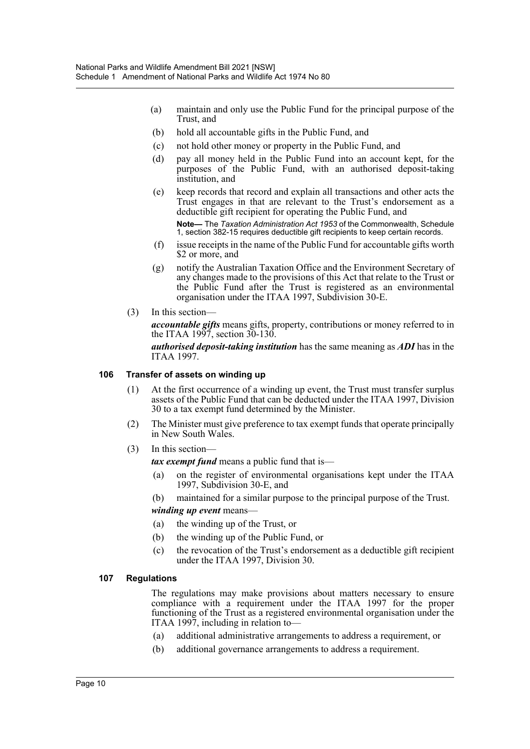- (a) maintain and only use the Public Fund for the principal purpose of the Trust, and
- (b) hold all accountable gifts in the Public Fund, and
- (c) not hold other money or property in the Public Fund, and
- (d) pay all money held in the Public Fund into an account kept, for the purposes of the Public Fund, with an authorised deposit-taking institution, and
- (e) keep records that record and explain all transactions and other acts the Trust engages in that are relevant to the Trust's endorsement as a deductible gift recipient for operating the Public Fund, and

  **Note—** The *Taxation Administration Act 1953* of the Commonwealth, Schedule 1, section 382-15 requires deductible gift recipients to keep certain records.

- (f) issue receipts in the name of the Public Fund for accountable gifts worth $2 or more, and
- (g) notify the Australian Taxation Office and the Environment Secretary of any changes made to the provisions of this Act that relate to the Trust or the Public Fund after the Trust is registered as an environmental organisation under the ITAA 1997, Subdivision 30-E.

(3) In this section—

***accountable gifts*** means gifts, property, contributions or money referred to in the ITAA 1997, section 30-130.

***authorised deposit-taking institution*** has the same meaning as ***ADI*** has in the ITAA 1997.

### 106 Transfer of assets on winding up

(1) At the first occurrence of a winding up event, the Trust must transfer surplus assets of the Public Fund that can be deducted under the ITAA 1997, Division 30 to a tax exempt fund determined by the Minister.

(2) The Minister must give preference to tax exempt funds that operate principally in New South Wales.

(3) In this section—

***tax exempt fund*** means a public fund that is—

- (a) on the register of environmental organisations kept under the ITAA 1997, Subdivision 30-E, and
- (b) maintained for a similar purpose to the principal purpose of the Trust.

***winding up event*** means—

- (a) the winding up of the Trust, or
- (b) the winding up of the Public Fund, or
- (c) the revocation of the Trust's endorsement as a deductible gift recipient under the ITAA 1997, Division 30.

### 107 Regulations

The regulations may make provisions about matters necessary to ensure compliance with a requirement under the ITAA 1997 for the proper functioning of the Trust as a registered environmental organisation under the ITAA 1997, including in relation to—

- (a) additional administrative arrangements to address a requirement, or
- (b) additional governance arrangements to address a requirement.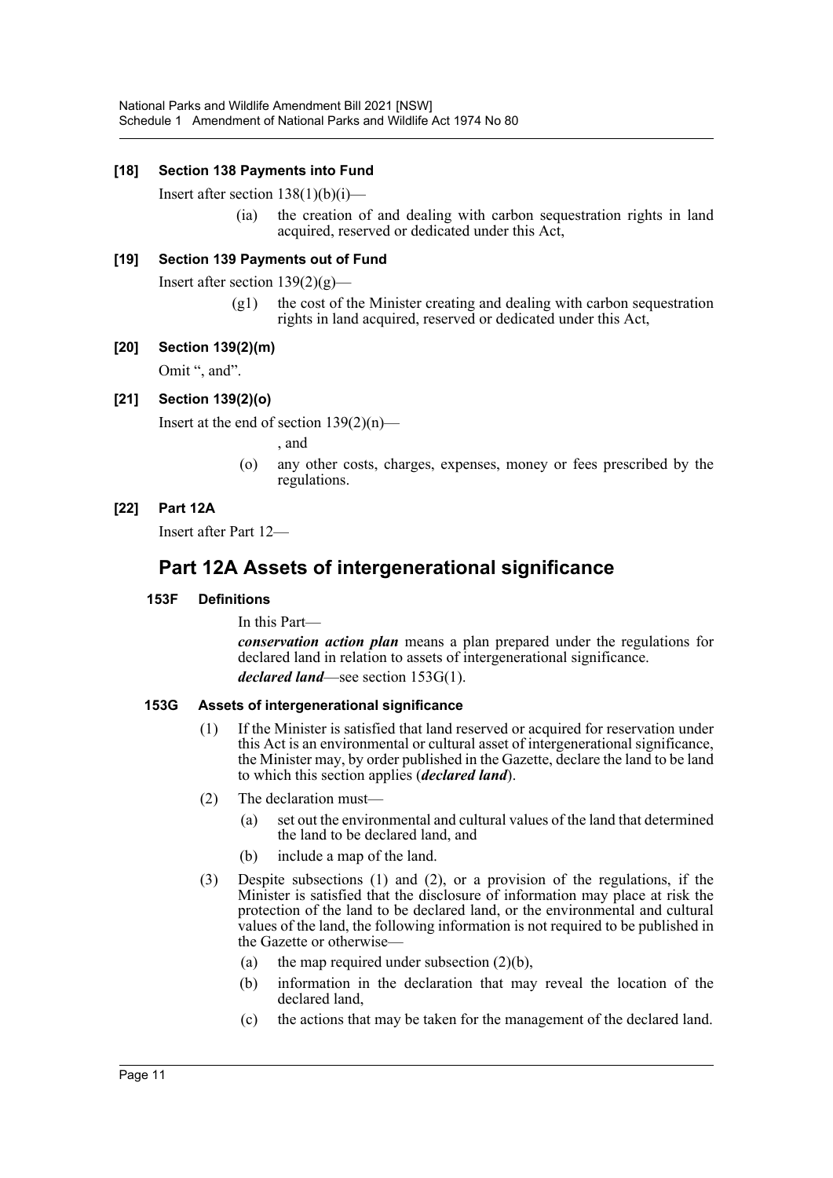**[18] Section 138 Payments into Fund**

Insert after section 138(1)(b)(i)—

(ia) the creation of and dealing with carbon sequestration rights in land acquired, reserved or dedicated under this Act,

**[19] Section 139 Payments out of Fund**

Insert after section 139(2)(g)—

(g1) the cost of the Minister creating and dealing with carbon sequestration rights in land acquired, reserved or dedicated under this Act,

**[20] Section 139(2)(m)**

Omit ", and".

**[21] Section 139(2)(o)**

Insert at the end of section 139(2)(n)—

, and

(o) any other costs, charges, expenses, money or fees prescribed by the regulations.

**[22] Part 12A**

Insert after Part 12—

## Part 12A Assets of intergenerational significance

**153F Definitions**

In this Part—

***conservation action plan*** means a plan prepared under the regulations for declared land in relation to assets of intergenerational significance.

***declared land***—see section 153G(1).

**153G Assets of intergenerational significance**

(1) If the Minister is satisfied that land reserved or acquired for reservation under this Act is an environmental or cultural asset of intergenerational significance, the Minister may, by order published in the Gazette, declare the land to be land to which this section applies (***declared land***).

(2) The declaration must—

(a) set out the environmental and cultural values of the land that determined the land to be declared land, and

(b) include a map of the land.

(3) Despite subsections (1) and (2), or a provision of the regulations, if the Minister is satisfied that the disclosure of information may place at risk the protection of the land to be declared land, or the environmental and cultural values of the land, the following information is not required to be published in the Gazette or otherwise—

(a) the map required under subsection (2)(b),

(b) information in the declaration that may reveal the location of the declared land,

(c) the actions that may be taken for the management of the declared land.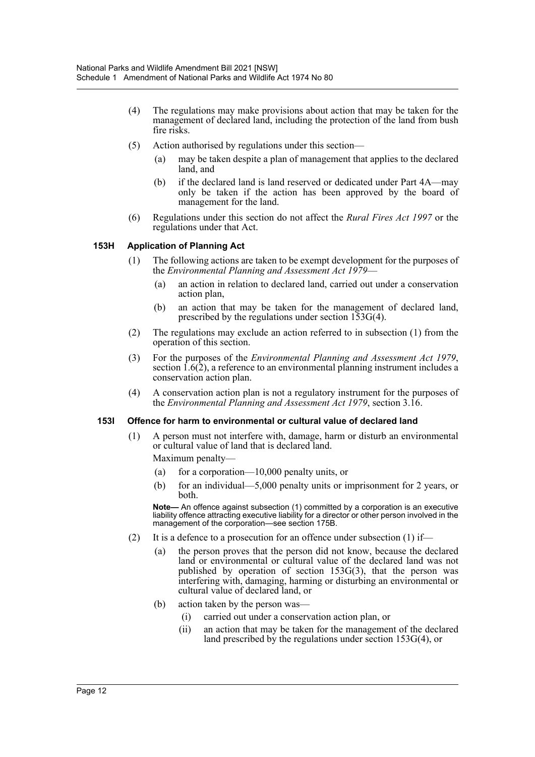(4) The regulations may make provisions about action that may be taken for the management of declared land, including the protection of the land from bush fire risks.

(5) Action authorised by regulations under this section—

(a) may be taken despite a plan of management that applies to the declared land, and

(b) if the declared land is land reserved or dedicated under Part 4A—may only be taken if the action has been approved by the board of management for the land.

(6) Regulations under this section do not affect the *Rural Fires Act 1997* or the regulations under that Act.

#### 153H Application of Planning Act

(1) The following actions are taken to be exempt development for the purposes of the *Environmental Planning and Assessment Act 1979*—

(a) an action in relation to declared land, carried out under a conservation action plan,

(b) an action that may be taken for the management of declared land, prescribed by the regulations under section 153G(4).

(2) The regulations may exclude an action referred to in subsection (1) from the operation of this section.

(3) For the purposes of the *Environmental Planning and Assessment Act 1979*, section 1.6(2), a reference to an environmental planning instrument includes a conservation action plan.

(4) A conservation action plan is not a regulatory instrument for the purposes of the *Environmental Planning and Assessment Act 1979*, section 3.16.

#### 153I Offence for harm to environmental or cultural value of declared land

(1) A person must not interfere with, damage, harm or disturb an environmental or cultural value of land that is declared land.

Maximum penalty—

(a) for a corporation—10,000 penalty units, or

(b) for an individual—5,000 penalty units or imprisonment for 2 years, or both.

**Note—** An offence against subsection (1) committed by a corporation is an executive liability offence attracting executive liability for a director or other person involved in the management of the corporation—see section 175B.

(2) It is a defence to a prosecution for an offence under subsection (1) if—

(a) the person proves that the person did not know, because the declared land or environmental or cultural value of the declared land was not published by operation of section 153G(3), that the person was interfering with, damaging, harming or disturbing an environmental or cultural value of declared land, or

(b) action taken by the person was—

(i) carried out under a conservation action plan, or

(ii) an action that may be taken for the management of the declared land prescribed by the regulations under section 153G(4), or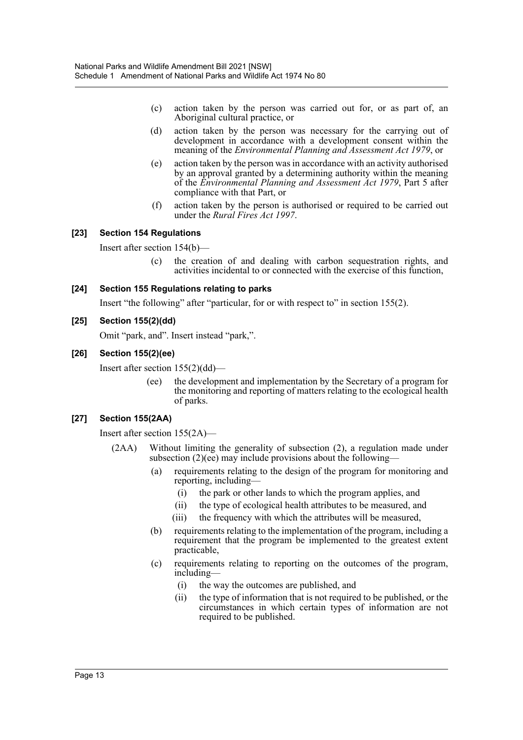(c) action taken by the person was carried out for, or as part of, an Aboriginal cultural practice, or

(d) action taken by the person was necessary for the carrying out of development in accordance with a development consent within the meaning of the *Environmental Planning and Assessment Act 1979*, or

(e) action taken by the person was in accordance with an activity authorised by an approval granted by a determining authority within the meaning of the *Environmental Planning and Assessment Act 1979*, Part 5 after compliance with that Part, or

(f) action taken by the person is authorised or required to be carried out under the *Rural Fires Act 1997*.

### [23] Section 154 Regulations

Insert after section 154(b)—

(c) the creation of and dealing with carbon sequestration rights, and activities incidental to or connected with the exercise of this function,

### [24] Section 155 Regulations relating to parks

Insert "the following" after "particular, for or with respect to" in section 155(2).

### [25] Section 155(2)(dd)

Omit "park, and". Insert instead "park,".

### [26] Section 155(2)(ee)

Insert after section 155(2)(dd)—

(ee) the development and implementation by the Secretary of a program for the monitoring and reporting of matters relating to the ecological health of parks.

### [27] Section 155(2AA)

Insert after section 155(2A)—

(2AA) Without limiting the generality of subsection (2), a regulation made under subsection (2)(ee) may include provisions about the following—

(a) requirements relating to the design of the program for monitoring and reporting, including—

(i) the park or other lands to which the program applies, and

(ii) the type of ecological health attributes to be measured, and

(iii) the frequency with which the attributes will be measured,

(b) requirements relating to the implementation of the program, including a requirement that the program be implemented to the greatest extent practicable,

(c) requirements relating to reporting on the outcomes of the program, including—

(i) the way the outcomes are published, and

(ii) the type of information that is not required to be published, or the circumstances in which certain types of information are not required to be published.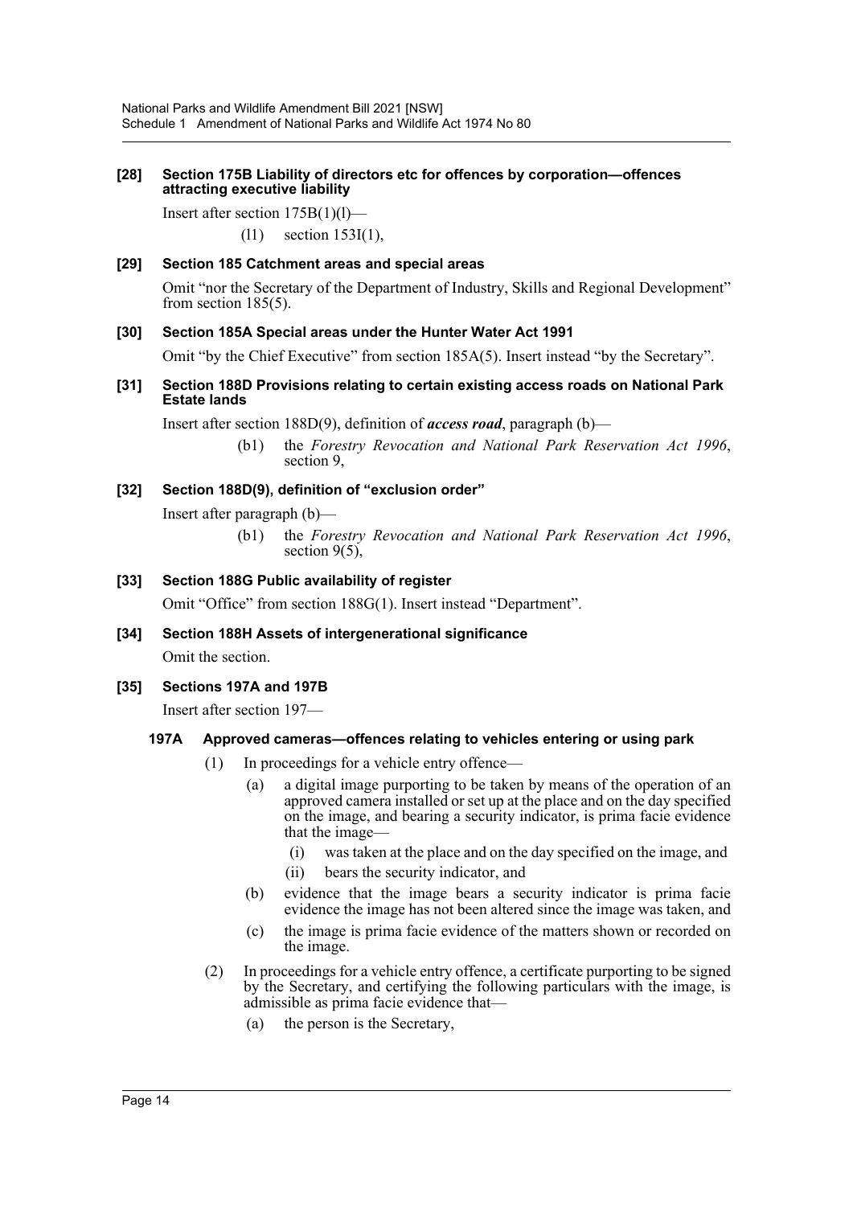**[28] Section 175B Liability of directors etc for offences by corporation—offences attracting executive liability**

Insert after section 175B(1)(l)—

(l1) section 153I(1),

**[29] Section 185 Catchment areas and special areas**

Omit "nor the Secretary of the Department of Industry, Skills and Regional Development" from section 185(5).

**[30] Section 185A Special areas under the Hunter Water Act 1991**

Omit "by the Chief Executive" from section 185A(5). Insert instead "by the Secretary".

**[31] Section 188D Provisions relating to certain existing access roads on National Park Estate lands**

Insert after section 188D(9), definition of ***access road***, paragraph (b)—

(b1) the *Forestry Revocation and National Park Reservation Act 1996*, section 9,

**[32] Section 188D(9), definition of "exclusion order"**

Insert after paragraph (b)—

(b1) the *Forestry Revocation and National Park Reservation Act 1996*, section 9(5),

**[33] Section 188G Public availability of register**

Omit "Office" from section 188G(1). Insert instead "Department".

**[34] Section 188H Assets of intergenerational significance**

Omit the section.

**[35] Sections 197A and 197B**

Insert after section 197—

**197A Approved cameras—offences relating to vehicles entering or using park**

(1) In proceedings for a vehicle entry offence—

(a) a digital image purporting to be taken by means of the operation of an approved camera installed or set up at the place and on the day specified on the image, and bearing a security indicator, is prima facie evidence that the image—

(i) was taken at the place and on the day specified on the image, and

(ii) bears the security indicator, and

(b) evidence that the image bears a security indicator is prima facie evidence the image has not been altered since the image was taken, and

(c) the image is prima facie evidence of the matters shown or recorded on the image.

(2) In proceedings for a vehicle entry offence, a certificate purporting to be signed by the Secretary, and certifying the following particulars with the image, is admissible as prima facie evidence that—

(a) the person is the Secretary,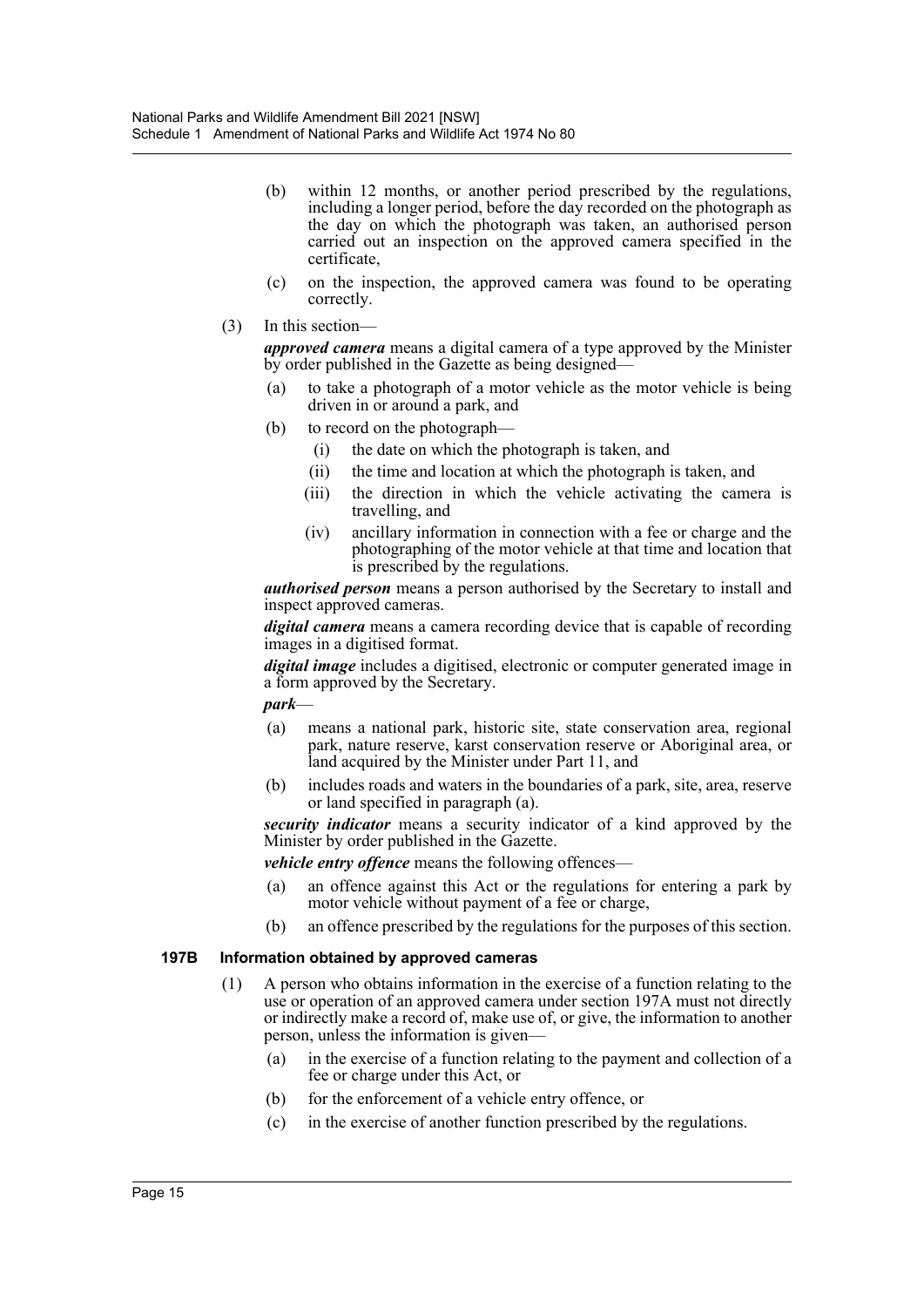(b) within 12 months, or another period prescribed by the regulations, including a longer period, before the day recorded on the photograph as the day on which the photograph was taken, an authorised person carried out an inspection on the approved camera specified in the certificate,

(c) on the inspection, the approved camera was found to be operating correctly.

(3) In this section—

***approved camera*** means a digital camera of a type approved by the Minister by order published in the Gazette as being designed—

- (a) to take a photograph of a motor vehicle as the motor vehicle is being driven in or around a park, and
- (b) to record on the photograph—
  - (i) the date on which the photograph is taken, and
  - (ii) the time and location at which the photograph is taken, and
  - (iii) the direction in which the vehicle activating the camera is travelling, and
  - (iv) ancillary information in connection with a fee or charge and the photographing of the motor vehicle at that time and location that is prescribed by the regulations.

***authorised person*** means a person authorised by the Secretary to install and inspect approved cameras.

***digital camera*** means a camera recording device that is capable of recording images in a digitised format.

***digital image*** includes a digitised, electronic or computer generated image in a form approved by the Secretary.

***park***—

- (a) means a national park, historic site, state conservation area, regional park, nature reserve, karst conservation reserve or Aboriginal area, or land acquired by the Minister under Part 11, and
- (b) includes roads and waters in the boundaries of a park, site, area, reserve or land specified in paragraph (a).

***security indicator*** means a security indicator of a kind approved by the Minister by order published in the Gazette.

***vehicle entry offence*** means the following offences—

- (a) an offence against this Act or the regulations for entering a park by motor vehicle without payment of a fee or charge,
- (b) an offence prescribed by the regulations for the purposes of this section.

**197B Information obtained by approved cameras**

(1) A person who obtains information in the exercise of a function relating to the use or operation of an approved camera under section 197A must not directly or indirectly make a record of, make use of, or give, the information to another person, unless the information is given—

- (a) in the exercise of a function relating to the payment and collection of a fee or charge under this Act, or
- (b) for the enforcement of a vehicle entry offence, or
- (c) in the exercise of another function prescribed by the regulations.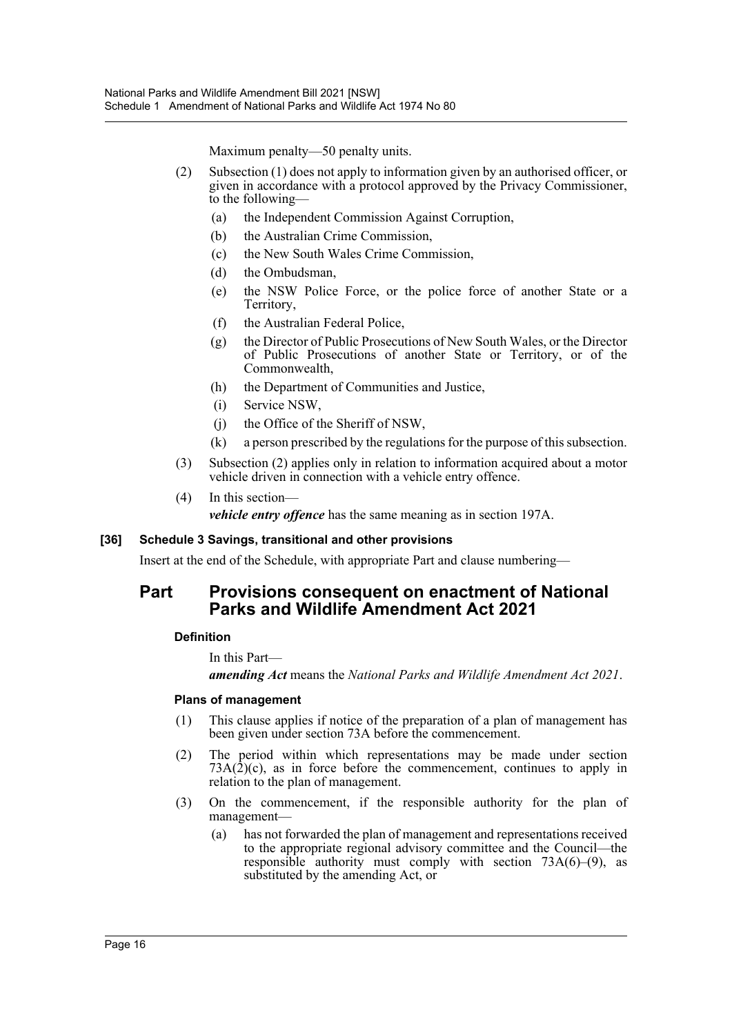Maximum penalty—50 penalty units.

(2) Subsection (1) does not apply to information given by an authorised officer, or given in accordance with a protocol approved by the Privacy Commissioner, to the following—

(a) the Independent Commission Against Corruption,

(b) the Australian Crime Commission,

(c) the New South Wales Crime Commission,

(d) the Ombudsman,

(e) the NSW Police Force, or the police force of another State or a Territory,

(f) the Australian Federal Police,

(g) the Director of Public Prosecutions of New South Wales, or the Director of Public Prosecutions of another State or Territory, or of the Commonwealth,

(h) the Department of Communities and Justice,

(i) Service NSW,

(j) the Office of the Sheriff of NSW,

(k) a person prescribed by the regulations for the purpose of this subsection.

(3) Subsection (2) applies only in relation to information acquired about a motor vehicle driven in connection with a vehicle entry offence.

(4) In this section—

***vehicle entry offence*** has the same meaning as in section 197A.

**[36] Schedule 3 Savings, transitional and other provisions**

Insert at the end of the Schedule, with appropriate Part and clause numbering—

## Part Provisions consequent on enactment of National Parks and Wildlife Amendment Act 2021

**Definition**

In this Part—

***amending Act*** means the *National Parks and Wildlife Amendment Act 2021*.

**Plans of management**

(1) This clause applies if notice of the preparation of a plan of management has been given under section 73A before the commencement.

(2) The period within which representations may be made under section 73A(2)(c), as in force before the commencement, continues to apply in relation to the plan of management.

(3) On the commencement, if the responsible authority for the plan of management—

(a) has not forwarded the plan of management and representations received to the appropriate regional advisory committee and the Council—the responsible authority must comply with section 73A(6)–(9), as substituted by the amending Act, or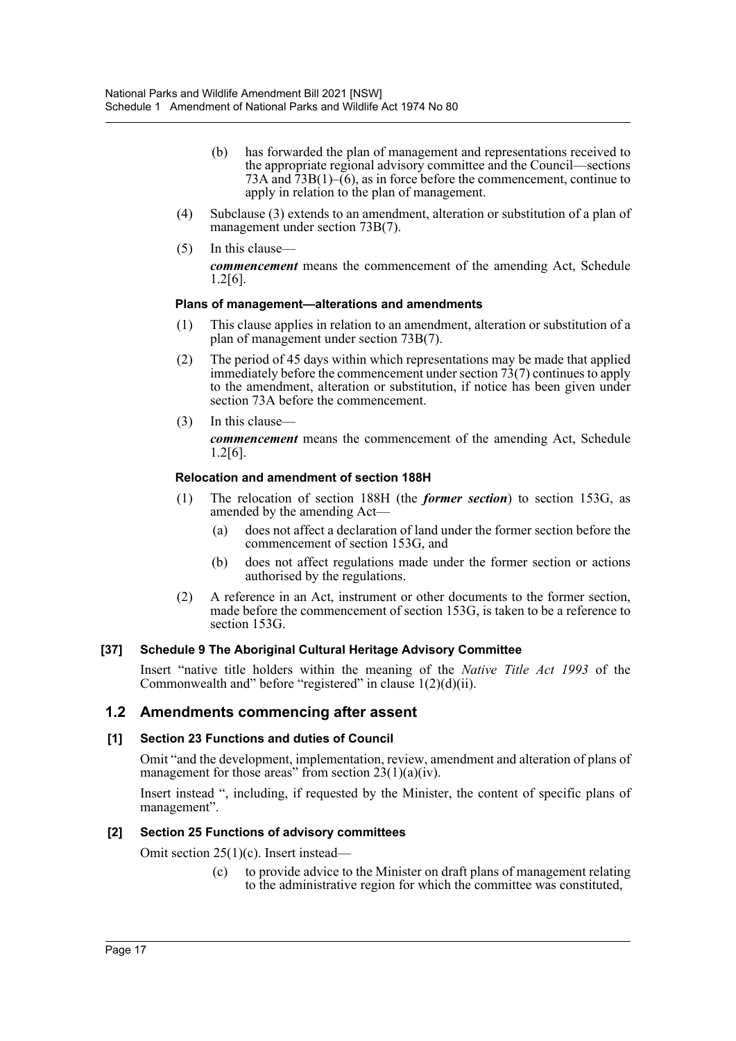(b) has forwarded the plan of management and representations received to the appropriate regional advisory committee and the Council—sections 73A and 73B(1)–(6), as in force before the commencement, continue to apply in relation to the plan of management.

(4) Subclause (3) extends to an amendment, alteration or substitution of a plan of management under section 73B(7).

(5) In this clause—

***commencement*** means the commencement of the amending Act, Schedule 1.2[6].

#### Plans of management—alterations and amendments

(1) This clause applies in relation to an amendment, alteration or substitution of a plan of management under section 73B(7).

(2) The period of 45 days within which representations may be made that applied immediately before the commencement under section 73(7) continues to apply to the amendment, alteration or substitution, if notice has been given under section 73A before the commencement.

(3) In this clause—

***commencement*** means the commencement of the amending Act, Schedule 1.2[6].

#### Relocation and amendment of section 188H

(1) The relocation of section 188H (the ***former section***) to section 153G, as amended by the amending Act—

(a) does not affect a declaration of land under the former section before the commencement of section 153G, and

(b) does not affect regulations made under the former section or actions authorised by the regulations.

(2) A reference in an Act, instrument or other documents to the former section, made before the commencement of section 153G, is taken to be a reference to section 153G.

### [37] Schedule 9 The Aboriginal Cultural Heritage Advisory Committee

Insert "native title holders within the meaning of the *Native Title Act 1993* of the Commonwealth and" before "registered" in clause 1(2)(d)(ii).

## 1.2 Amendments commencing after assent

### [1] Section 23 Functions and duties of Council

Omit "and the development, implementation, review, amendment and alteration of plans of management for those areas" from section 23(1)(a)(iv).

Insert instead ", including, if requested by the Minister, the content of specific plans of management".

### [2] Section 25 Functions of advisory committees

Omit section 25(1)(c). Insert instead—

(c) to provide advice to the Minister on draft plans of management relating to the administrative region for which the committee was constituted,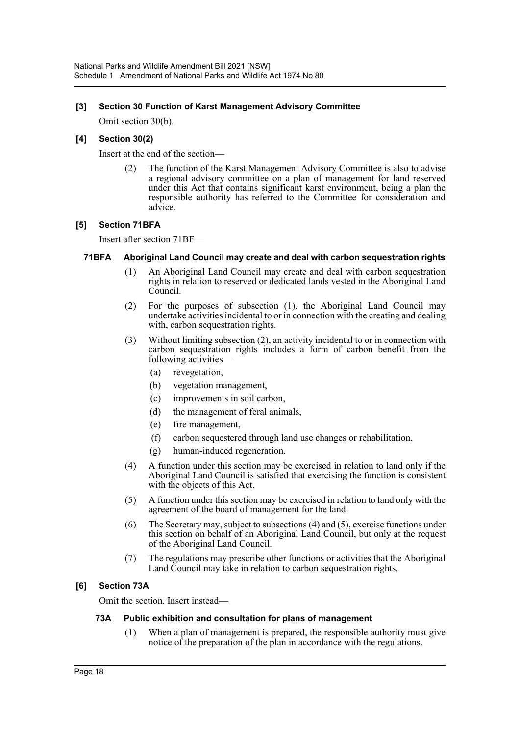### [3] Section 30 Function of Karst Management Advisory Committee

Omit section 30(b).

### [4] Section 30(2)

Insert at the end of the section—

(2) The function of the Karst Management Advisory Committee is also to advise a regional advisory committee on a plan of management for land reserved under this Act that contains significant karst environment, being a plan the responsible authority has referred to the Committee for consideration and advice.

### [5] Section 71BFA

Insert after section 71BF—

#### 71BFA Aboriginal Land Council may create and deal with carbon sequestration rights

(1) An Aboriginal Land Council may create and deal with carbon sequestration rights in relation to reserved or dedicated lands vested in the Aboriginal Land Council.

(2) For the purposes of subsection (1), the Aboriginal Land Council may undertake activities incidental to or in connection with the creating and dealing with, carbon sequestration rights.

(3) Without limiting subsection (2), an activity incidental to or in connection with carbon sequestration rights includes a form of carbon benefit from the following activities—

- (a) revegetation,
- (b) vegetation management,
- (c) improvements in soil carbon,
- (d) the management of feral animals,
- (e) fire management,
- (f) carbon sequestered through land use changes or rehabilitation,
- (g) human-induced regeneration.

(4) A function under this section may be exercised in relation to land only if the Aboriginal Land Council is satisfied that exercising the function is consistent with the objects of this Act.

(5) A function under this section may be exercised in relation to land only with the agreement of the board of management for the land.

(6) The Secretary may, subject to subsections (4) and (5), exercise functions under this section on behalf of an Aboriginal Land Council, but only at the request of the Aboriginal Land Council.

(7) The regulations may prescribe other functions or activities that the Aboriginal Land Council may take in relation to carbon sequestration rights.

### [6] Section 73A

Omit the section. Insert instead—

#### 73A Public exhibition and consultation for plans of management

(1) When a plan of management is prepared, the responsible authority must give notice of the preparation of the plan in accordance with the regulations.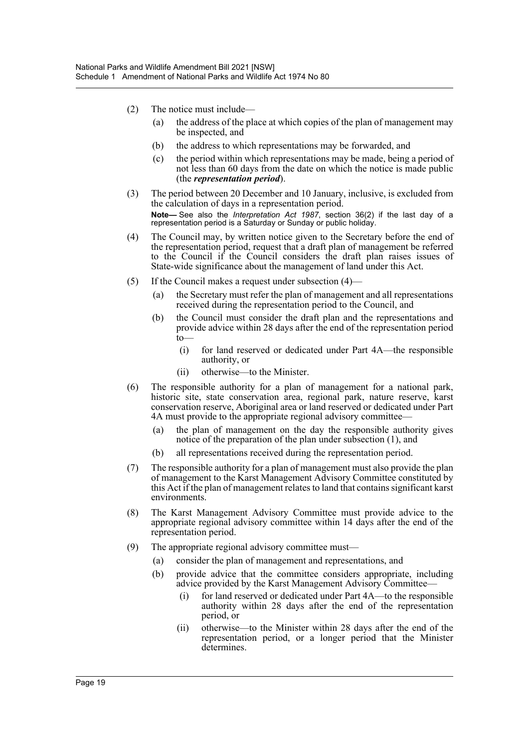(2) The notice must include—

(a) the address of the place at which copies of the plan of management may be inspected, and

(b) the address to which representations may be forwarded, and

(c) the period within which representations may be made, being a period of not less than 60 days from the date on which the notice is made public (the ***representation period***).

(3) The period between 20 December and 10 January, inclusive, is excluded from the calculation of days in a representation period.

**Note—** See also the *Interpretation Act 1987*, section 36(2) if the last day of a representation period is a Saturday or Sunday or public holiday.

(4) The Council may, by written notice given to the Secretary before the end of the representation period, request that a draft plan of management be referred to the Council if the Council considers the draft plan raises issues of State-wide significance about the management of land under this Act.

(5) If the Council makes a request under subsection (4)—

(a) the Secretary must refer the plan of management and all representations received during the representation period to the Council, and

(b) the Council must consider the draft plan and the representations and provide advice within 28 days after the end of the representation period to—

(i) for land reserved or dedicated under Part 4A—the responsible authority, or

(ii) otherwise—to the Minister.

(6) The responsible authority for a plan of management for a national park, historic site, state conservation area, regional park, nature reserve, karst conservation reserve, Aboriginal area or land reserved or dedicated under Part 4A must provide to the appropriate regional advisory committee—

(a) the plan of management on the day the responsible authority gives notice of the preparation of the plan under subsection (1), and

(b) all representations received during the representation period.

(7) The responsible authority for a plan of management must also provide the plan of management to the Karst Management Advisory Committee constituted by this Act if the plan of management relates to land that contains significant karst environments.

(8) The Karst Management Advisory Committee must provide advice to the appropriate regional advisory committee within 14 days after the end of the representation period.

(9) The appropriate regional advisory committee must—

(a) consider the plan of management and representations, and

(b) provide advice that the committee considers appropriate, including advice provided by the Karst Management Advisory Committee—

(i) for land reserved or dedicated under Part 4A—to the responsible authority within 28 days after the end of the representation period, or

(ii) otherwise—to the Minister within 28 days after the end of the representation period, or a longer period that the Minister determines.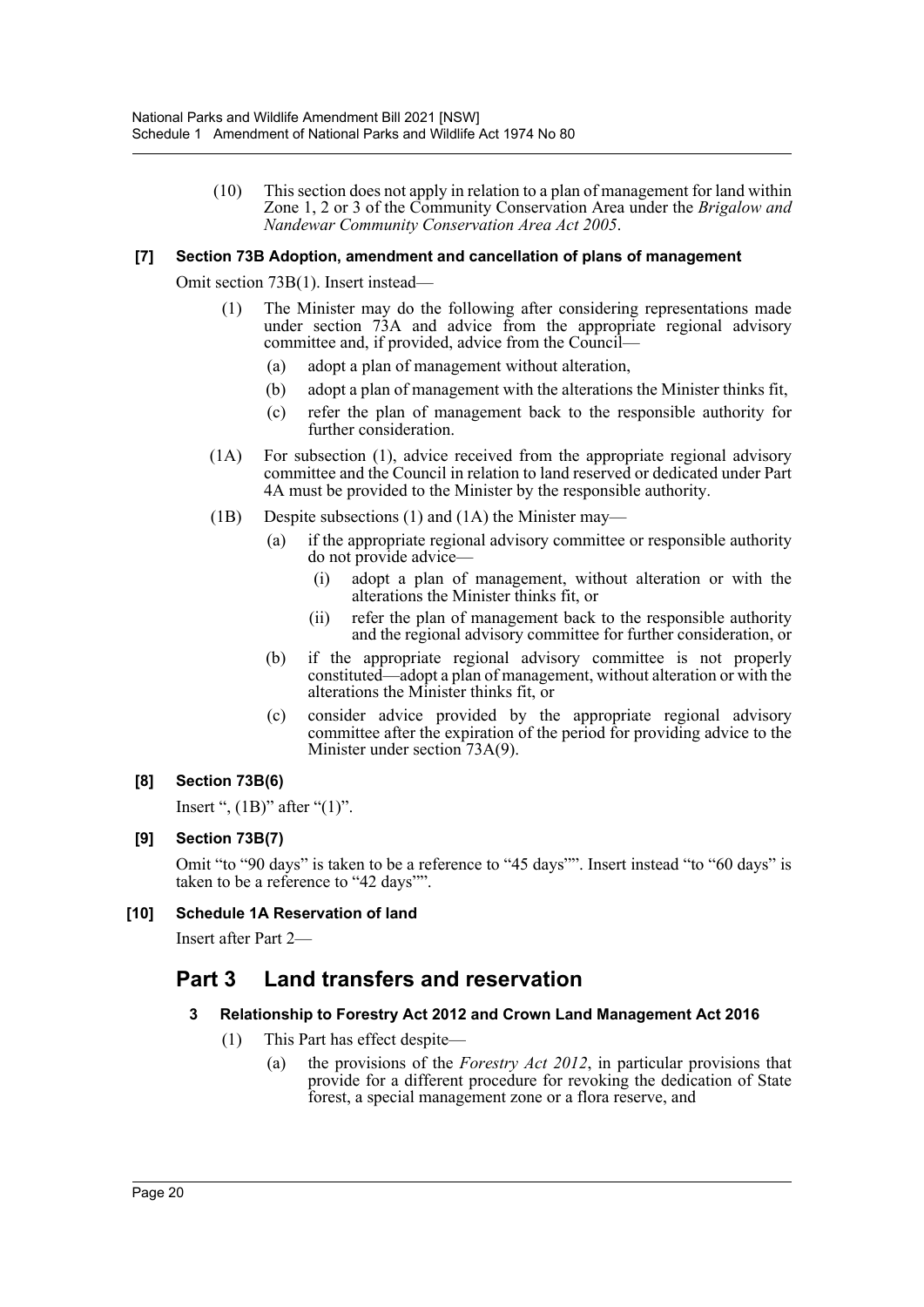(10) This section does not apply in relation to a plan of management for land within Zone 1, 2 or 3 of the Community Conservation Area under the *Brigalow and Nandewar Community Conservation Area Act 2005*.

### [7] Section 73B Adoption, amendment and cancellation of plans of management

Omit section 73B(1). Insert instead—

(1) The Minister may do the following after considering representations made under section 73A and advice from the appropriate regional advisory committee and, if provided, advice from the Council—

(a) adopt a plan of management without alteration,

(b) adopt a plan of management with the alterations the Minister thinks fit,

(c) refer the plan of management back to the responsible authority for further consideration.

(1A) For subsection (1), advice received from the appropriate regional advisory committee and the Council in relation to land reserved or dedicated under Part 4A must be provided to the Minister by the responsible authority.

(1B) Despite subsections (1) and (1A) the Minister may—

(a) if the appropriate regional advisory committee or responsible authority do not provide advice—

(i) adopt a plan of management, without alteration or with the alterations the Minister thinks fit, or

(ii) refer the plan of management back to the responsible authority and the regional advisory committee for further consideration, or

(b) if the appropriate regional advisory committee is not properly constituted—adopt a plan of management, without alteration or with the alterations the Minister thinks fit, or

(c) consider advice provided by the appropriate regional advisory committee after the expiration of the period for providing advice to the Minister under section 73A(9).

### [8] Section 73B(6)

Insert ", (1B)" after "(1)".

### [9] Section 73B(7)

Omit "to "90 days" is taken to be a reference to "45 days"". Insert instead "to "60 days" is taken to be a reference to "42 days"".

### [10] Schedule 1A Reservation of land

Insert after Part 2—

## Part 3 Land transfers and reservation

### 3 Relationship to Forestry Act 2012 and Crown Land Management Act 2016

(1) This Part has effect despite—

(a) the provisions of the *Forestry Act 2012*, in particular provisions that provide for a different procedure for revoking the dedication of State forest, a special management zone or a flora reserve, and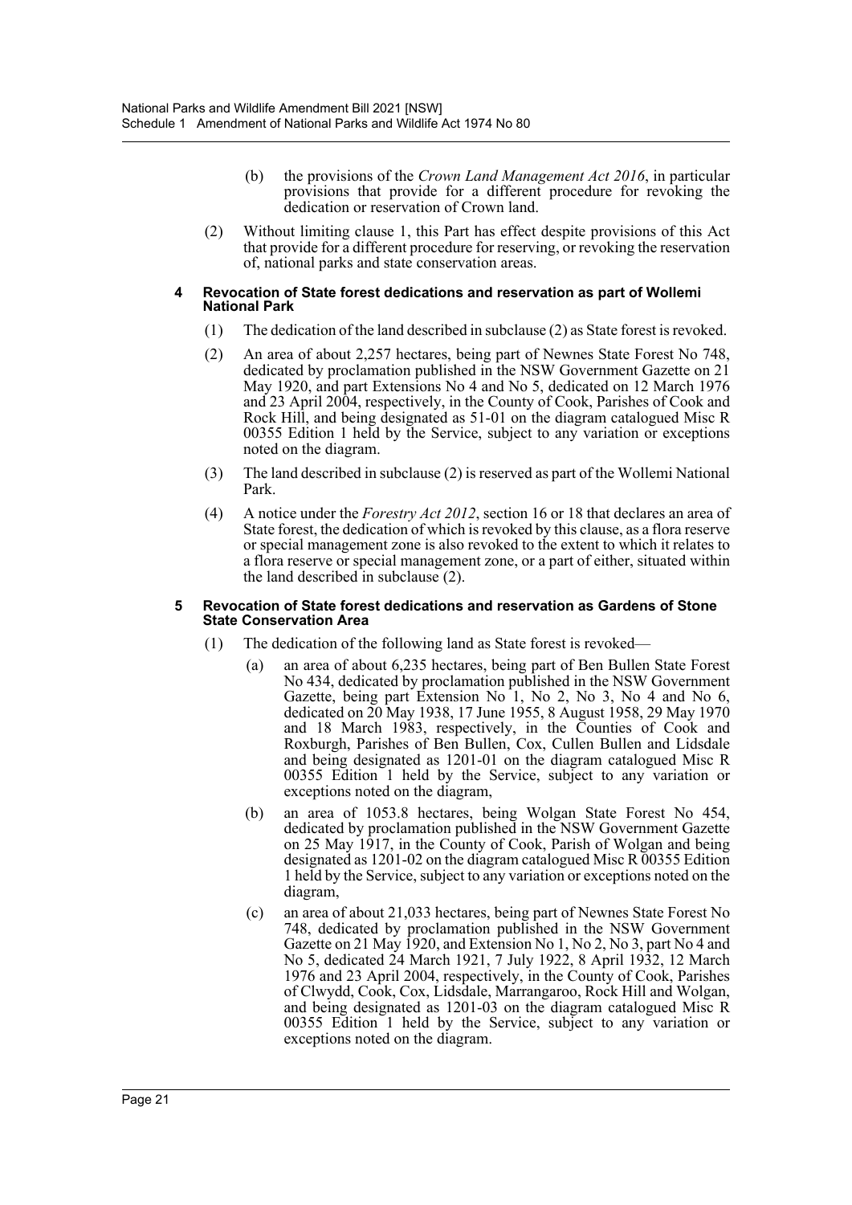(b) the provisions of the *Crown Land Management Act 2016*, in particular provisions that provide for a different procedure for revoking the dedication or reservation of Crown land.

(2) Without limiting clause 1, this Part has effect despite provisions of this Act that provide for a different procedure for reserving, or revoking the reservation of, national parks and state conservation areas.

#### 4 Revocation of State forest dedications and reservation as part of Wollemi National Park

(1) The dedication of the land described in subclause (2) as State forest is revoked.

(2) An area of about 2,257 hectares, being part of Newnes State Forest No 748, dedicated by proclamation published in the NSW Government Gazette on 21 May 1920, and part Extensions No 4 and No 5, dedicated on 12 March 1976 and 23 April 2004, respectively, in the County of Cook, Parishes of Cook and Rock Hill, and being designated as 51-01 on the diagram catalogued Misc R 00355 Edition 1 held by the Service, subject to any variation or exceptions noted on the diagram.

(3) The land described in subclause (2) is reserved as part of the Wollemi National Park.

(4) A notice under the *Forestry Act 2012*, section 16 or 18 that declares an area of State forest, the dedication of which is revoked by this clause, as a flora reserve or special management zone is also revoked to the extent to which it relates to a flora reserve or special management zone, or a part of either, situated within the land described in subclause (2).

#### 5 Revocation of State forest dedications and reservation as Gardens of Stone State Conservation Area

(1) The dedication of the following land as State forest is revoked—

(a) an area of about 6,235 hectares, being part of Ben Bullen State Forest No 434, dedicated by proclamation published in the NSW Government Gazette, being part Extension No 1, No 2, No 3, No 4 and No 6, dedicated on 20 May 1938, 17 June 1955, 8 August 1958, 29 May 1970 and 18 March 1983, respectively, in the Counties of Cook and Roxburgh, Parishes of Ben Bullen, Cox, Cullen Bullen and Lidsdale and being designated as 1201-01 on the diagram catalogued Misc R 00355 Edition 1 held by the Service, subject to any variation or exceptions noted on the diagram,

(b) an area of 1053.8 hectares, being Wolgan State Forest No 454, dedicated by proclamation published in the NSW Government Gazette on 25 May 1917, in the County of Cook, Parish of Wolgan and being designated as 1201-02 on the diagram catalogued Misc R 00355 Edition 1 held by the Service, subject to any variation or exceptions noted on the diagram,

(c) an area of about 21,033 hectares, being part of Newnes State Forest No 748, dedicated by proclamation published in the NSW Government Gazette on 21 May 1920, and Extension No 1, No 2, No 3, part No 4 and No 5, dedicated 24 March 1921, 7 July 1922, 8 April 1932, 12 March 1976 and 23 April 2004, respectively, in the County of Cook, Parishes of Clwydd, Cook, Cox, Lidsdale, Marrangaroo, Rock Hill and Wolgan, and being designated as 1201-03 on the diagram catalogued Misc R 00355 Edition 1 held by the Service, subject to any variation or exceptions noted on the diagram.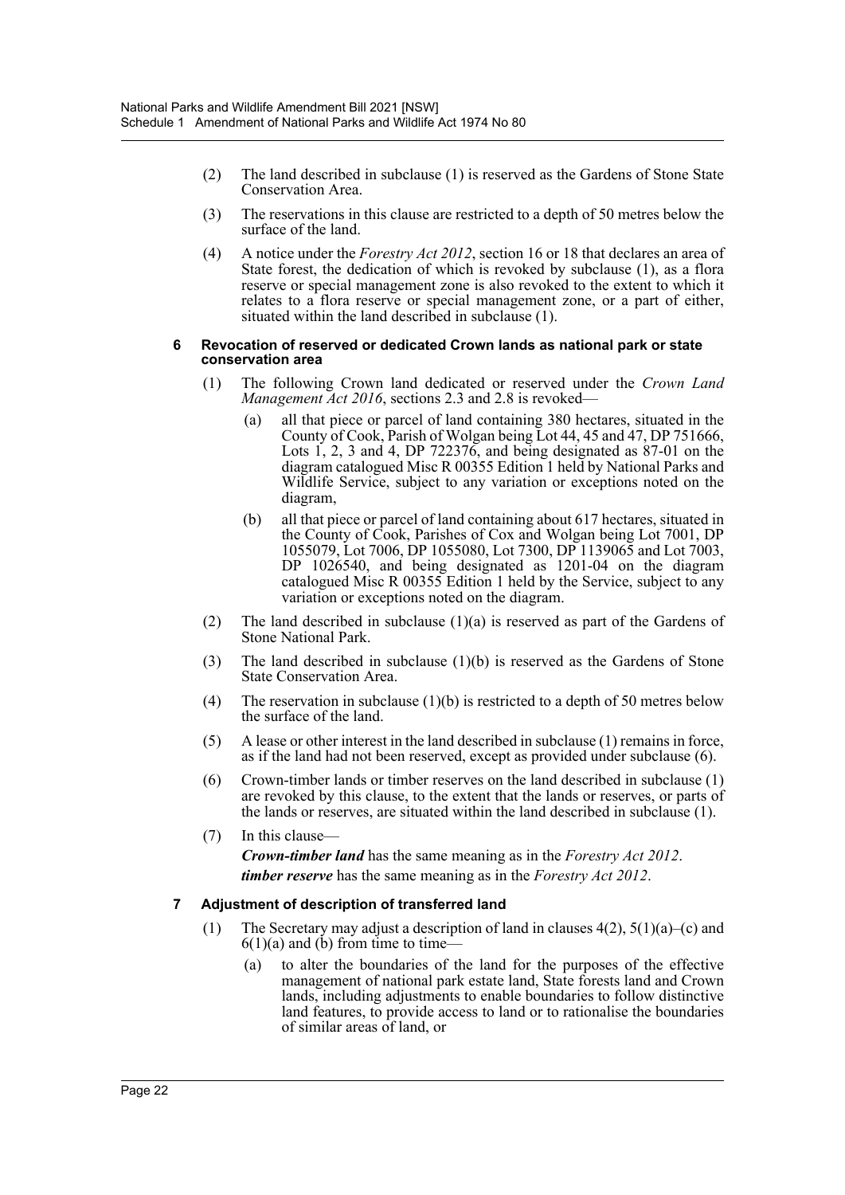(2) The land described in subclause (1) is reserved as the Gardens of Stone State Conservation Area.

(3) The reservations in this clause are restricted to a depth of 50 metres below the surface of the land.

(4) A notice under the *Forestry Act 2012*, section 16 or 18 that declares an area of State forest, the dedication of which is revoked by subclause (1), as a flora reserve or special management zone is also revoked to the extent to which it relates to a flora reserve or special management zone, or a part of either, situated within the land described in subclause (1).

#### 6 Revocation of reserved or dedicated Crown lands as national park or state conservation area

(1) The following Crown land dedicated or reserved under the *Crown Land Management Act 2016*, sections 2.3 and 2.8 is revoked—

   (a) all that piece or parcel of land containing 380 hectares, situated in the County of Cook, Parish of Wolgan being Lot 44, 45 and 47, DP 751666, Lots 1, 2, 3 and 4, DP 722376, and being designated as 87-01 on the diagram catalogued Misc R 00355 Edition 1 held by National Parks and Wildlife Service, subject to any variation or exceptions noted on the diagram,

   (b) all that piece or parcel of land containing about 617 hectares, situated in the County of Cook, Parishes of Cox and Wolgan being Lot 7001, DP 1055079, Lot 7006, DP 1055080, Lot 7300, DP 1139065 and Lot 7003, DP 1026540, and being designated as 1201-04 on the diagram catalogued Misc R 00355 Edition 1 held by the Service, subject to any variation or exceptions noted on the diagram.

(2) The land described in subclause (1)(a) is reserved as part of the Gardens of Stone National Park.

(3) The land described in subclause (1)(b) is reserved as the Gardens of Stone State Conservation Area.

(4) The reservation in subclause (1)(b) is restricted to a depth of 50 metres below the surface of the land.

(5) A lease or other interest in the land described in subclause (1) remains in force, as if the land had not been reserved, except as provided under subclause (6).

(6) Crown-timber lands or timber reserves on the land described in subclause (1) are revoked by this clause, to the extent that the lands or reserves, or parts of the lands or reserves, are situated within the land described in subclause (1).

(7) In this clause—

   ***Crown-timber land*** has the same meaning as in the *Forestry Act 2012*.

   ***timber reserve*** has the same meaning as in the *Forestry Act 2012*.

#### 7 Adjustment of description of transferred land

(1) The Secretary may adjust a description of land in clauses 4(2), 5(1)(a)–(c) and 6(1)(a) and (b) from time to time—

   (a) to alter the boundaries of the land for the purposes of the effective management of national park estate land, State forests land and Crown lands, including adjustments to enable boundaries to follow distinctive land features, to provide access to land or to rationalise the boundaries of similar areas of land, or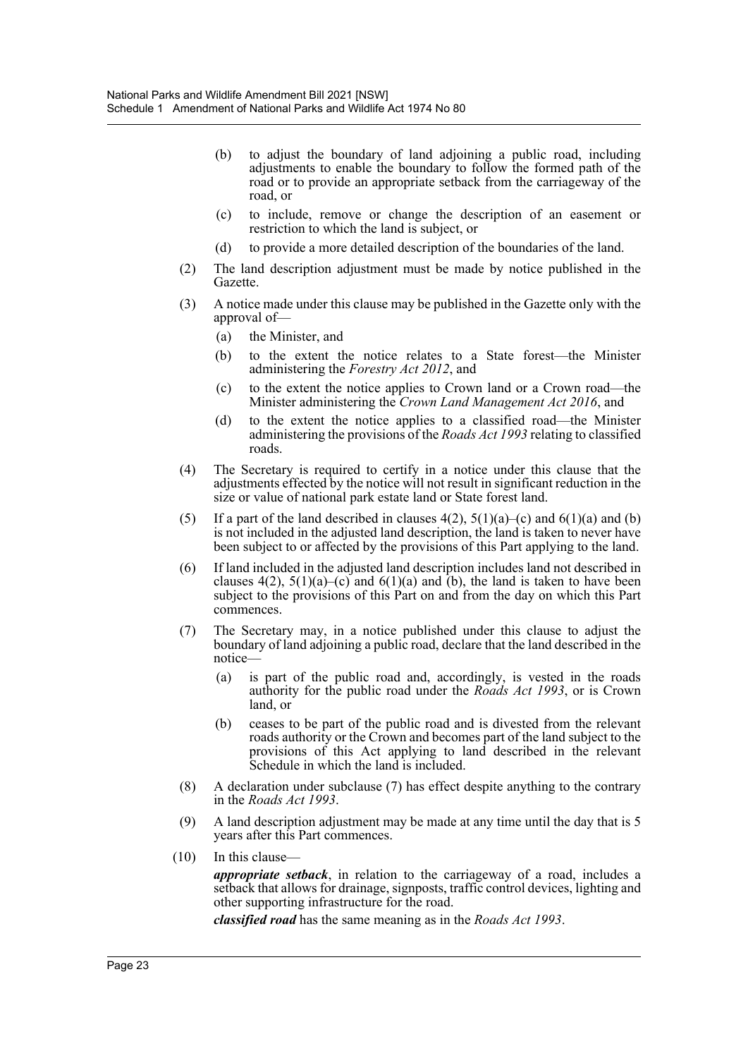(b) to adjust the boundary of land adjoining a public road, including adjustments to enable the boundary to follow the formed path of the road or to provide an appropriate setback from the carriageway of the road, or

(c) to include, remove or change the description of an easement or restriction to which the land is subject, or

(d) to provide a more detailed description of the boundaries of the land.

(2) The land description adjustment must be made by notice published in the Gazette.

(3) A notice made under this clause may be published in the Gazette only with the approval of—

(a) the Minister, and

(b) to the extent the notice relates to a State forest—the Minister administering the *Forestry Act 2012*, and

(c) to the extent the notice applies to Crown land or a Crown road—the Minister administering the *Crown Land Management Act 2016*, and

(d) to the extent the notice applies to a classified road—the Minister administering the provisions of the *Roads Act 1993* relating to classified roads.

(4) The Secretary is required to certify in a notice under this clause that the adjustments effected by the notice will not result in significant reduction in the size or value of national park estate land or State forest land.

(5) If a part of the land described in clauses 4(2), 5(1)(a)–(c) and 6(1)(a) and (b) is not included in the adjusted land description, the land is taken to never have been subject to or affected by the provisions of this Part applying to the land.

(6) If land included in the adjusted land description includes land not described in clauses 4(2), 5(1)(a)–(c) and 6(1)(a) and (b), the land is taken to have been subject to the provisions of this Part on and from the day on which this Part commences.

(7) The Secretary may, in a notice published under this clause to adjust the boundary of land adjoining a public road, declare that the land described in the notice—

(a) is part of the public road and, accordingly, is vested in the roads authority for the public road under the *Roads Act 1993*, or is Crown land, or

(b) ceases to be part of the public road and is divested from the relevant roads authority or the Crown and becomes part of the land subject to the provisions of this Act applying to land described in the relevant Schedule in which the land is included.

(8) A declaration under subclause (7) has effect despite anything to the contrary in the *Roads Act 1993*.

(9) A land description adjustment may be made at any time until the day that is 5 years after this Part commences.

(10) In this clause—

***appropriate setback***, in relation to the carriageway of a road, includes a setback that allows for drainage, signposts, traffic control devices, lighting and other supporting infrastructure for the road.

***classified road*** has the same meaning as in the *Roads Act 1993*.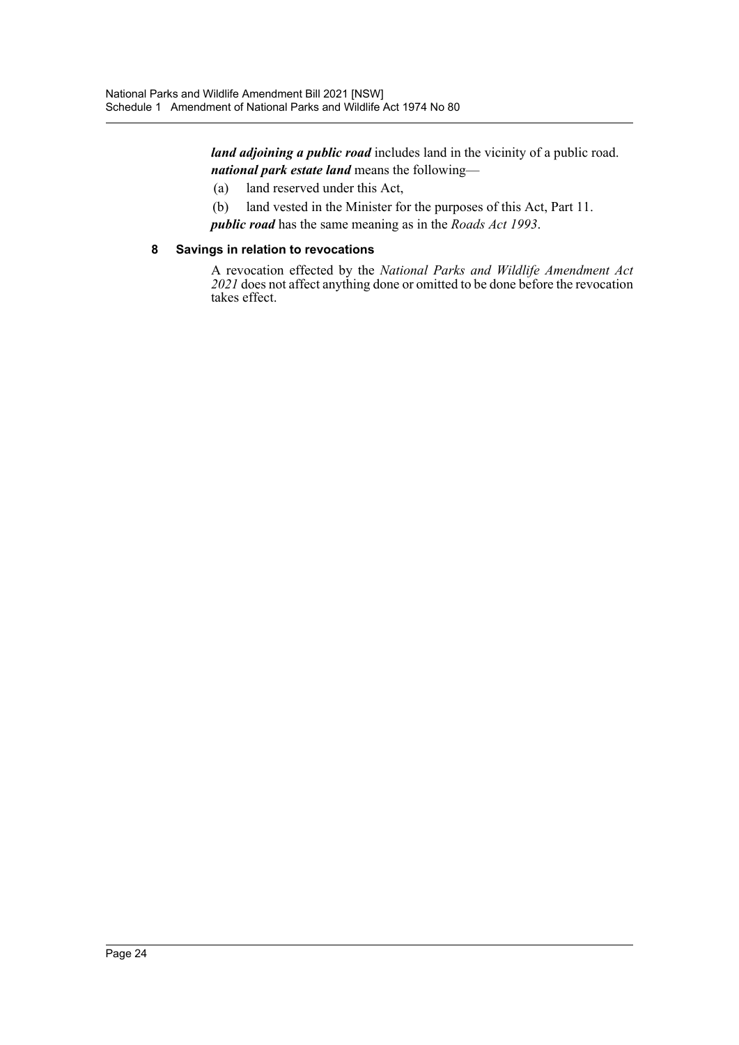***land adjoining a public road*** includes land in the vicinity of a public road.

***national park estate land*** means the following—

(a) land reserved under this Act,

(b) land vested in the Minister for the purposes of this Act, Part 11.

***public road*** has the same meaning as in the *Roads Act 1993*.

**8 Savings in relation to revocations**

A revocation effected by the *National Parks and Wildlife Amendment Act 2021* does not affect anything done or omitted to be done before the revocation takes effect.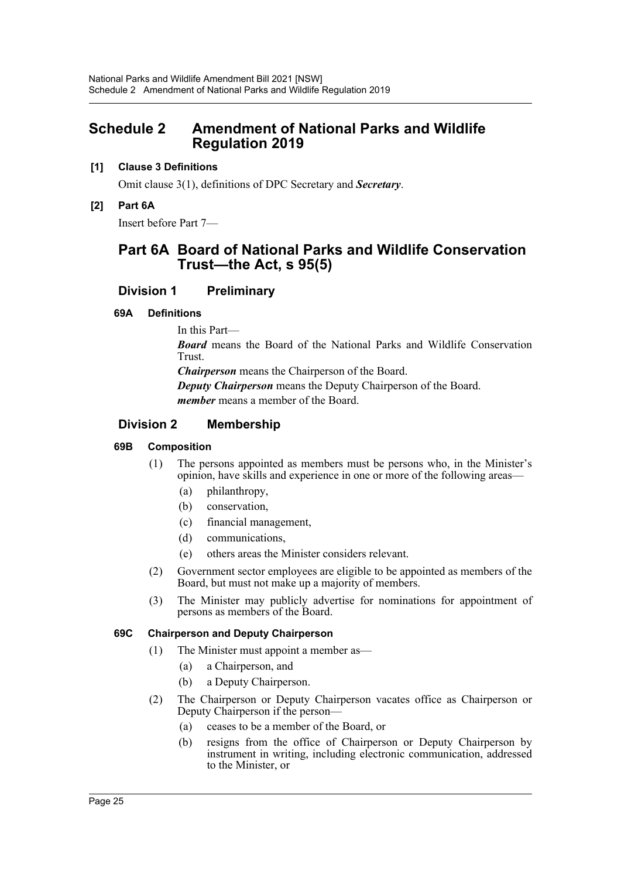# Schedule 2 Amendment of National Parks and Wildlife Regulation 2019

**[1] Clause 3 Definitions**

Omit clause 3(1), definitions of DPC Secretary and ***Secretary***.

**[2] Part 6A**

Insert before Part 7—

## Part 6A Board of National Parks and Wildlife Conservation Trust—the Act, s 95(5)

### Division 1 Preliminary

**69A Definitions**

In this Part—

***Board*** means the Board of the National Parks and Wildlife Conservation Trust.

***Chairperson*** means the Chairperson of the Board.

***Deputy Chairperson*** means the Deputy Chairperson of the Board.

***member*** means a member of the Board.

### Division 2 Membership

**69B Composition**

(1) The persons appointed as members must be persons who, in the Minister's opinion, have skills and experience in one or more of the following areas—

- (a) philanthropy,
- (b) conservation,
- (c) financial management,
- (d) communications,
- (e) others areas the Minister considers relevant.

(2) Government sector employees are eligible to be appointed as members of the Board, but must not make up a majority of members.

(3) The Minister may publicly advertise for nominations for appointment of persons as members of the Board.

**69C Chairperson and Deputy Chairperson**

(1) The Minister must appoint a member as—

- (a) a Chairperson, and
- (b) a Deputy Chairperson.

(2) The Chairperson or Deputy Chairperson vacates office as Chairperson or Deputy Chairperson if the person—

- (a) ceases to be a member of the Board, or
- (b) resigns from the office of Chairperson or Deputy Chairperson by instrument in writing, including electronic communication, addressed to the Minister, or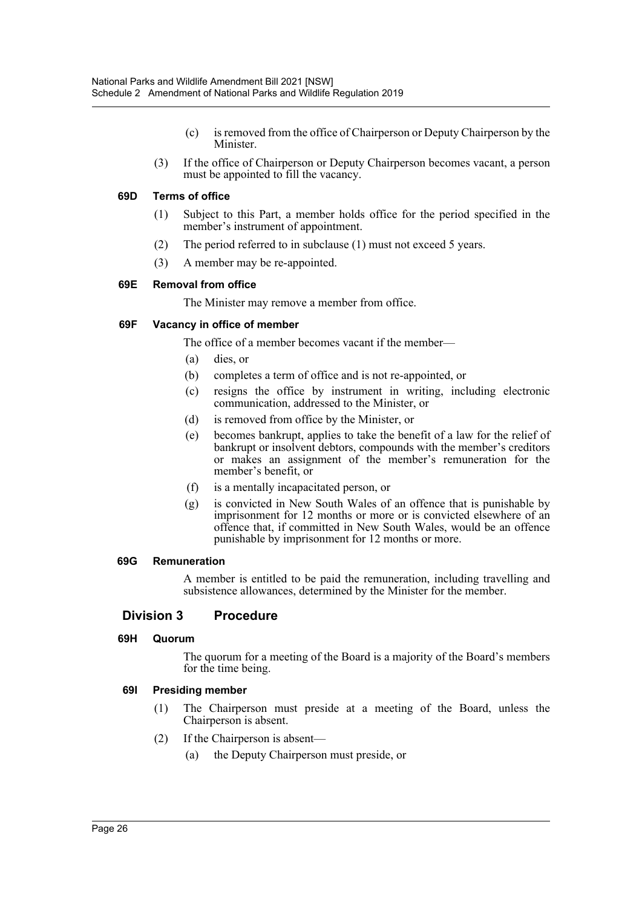(c) is removed from the office of Chairperson or Deputy Chairperson by the Minister.

(3) If the office of Chairperson or Deputy Chairperson becomes vacant, a person must be appointed to fill the vacancy.

#### 69D Terms of office

(1) Subject to this Part, a member holds office for the period specified in the member's instrument of appointment.

(2) The period referred to in subclause (1) must not exceed 5 years.

(3) A member may be re-appointed.

#### 69E Removal from office

The Minister may remove a member from office.

#### 69F Vacancy in office of member

The office of a member becomes vacant if the member—

(a) dies, or

(b) completes a term of office and is not re-appointed, or

(c) resigns the office by instrument in writing, including electronic communication, addressed to the Minister, or

(d) is removed from office by the Minister, or

(e) becomes bankrupt, applies to take the benefit of a law for the relief of bankrupt or insolvent debtors, compounds with the member's creditors or makes an assignment of the member's remuneration for the member's benefit, or

(f) is a mentally incapacitated person, or

(g) is convicted in New South Wales of an offence that is punishable by imprisonment for 12 months or more or is convicted elsewhere of an offence that, if committed in New South Wales, would be an offence punishable by imprisonment for 12 months or more.

#### 69G Remuneration

A member is entitled to be paid the remuneration, including travelling and subsistence allowances, determined by the Minister for the member.

### Division 3 Procedure

#### 69H Quorum

The quorum for a meeting of the Board is a majority of the Board's members for the time being.

#### 69I Presiding member

(1) The Chairperson must preside at a meeting of the Board, unless the Chairperson is absent.

(2) If the Chairperson is absent—

(a) the Deputy Chairperson must preside, or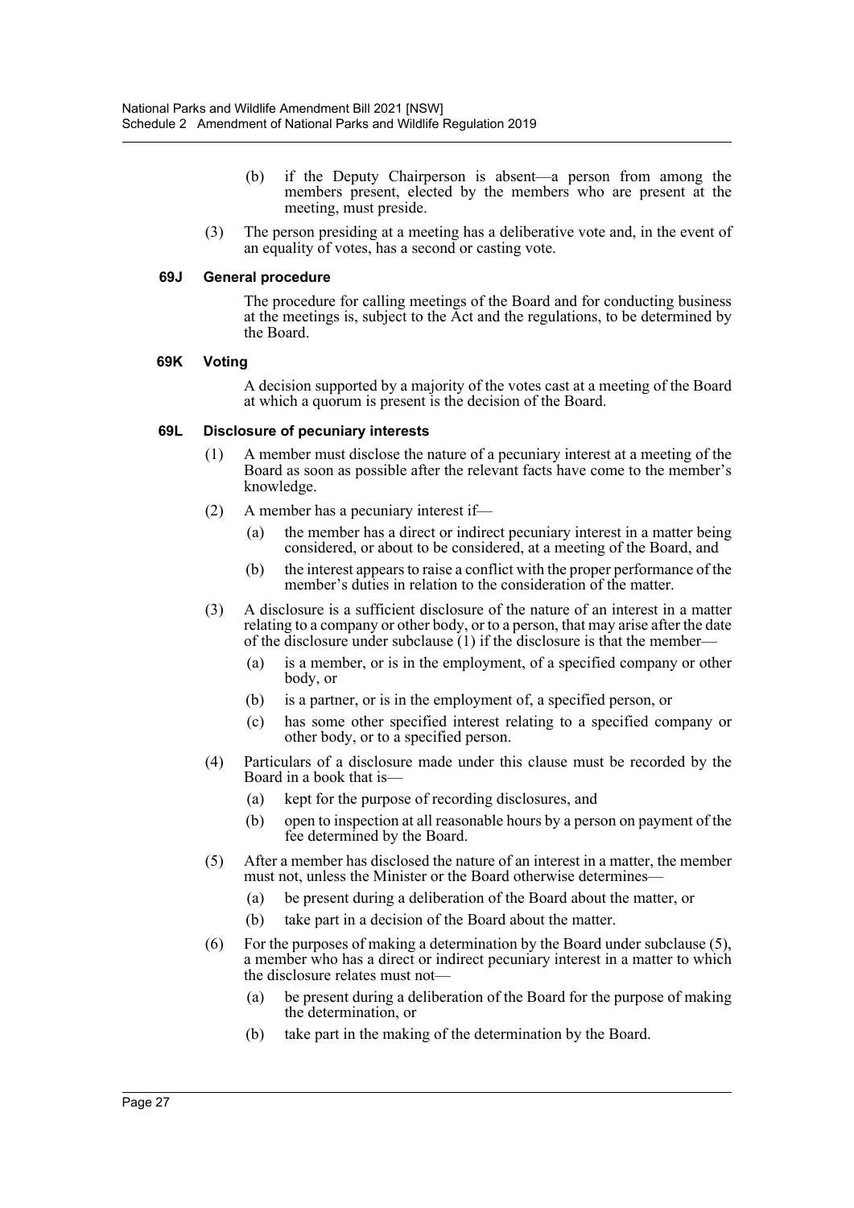(b) if the Deputy Chairperson is absent—a person from among the members present, elected by the members who are present at the meeting, must preside.

(3) The person presiding at a meeting has a deliberative vote and, in the event of an equality of votes, has a second or casting vote.

**69J General procedure**

The procedure for calling meetings of the Board and for conducting business at the meetings is, subject to the Act and the regulations, to be determined by the Board.

**69K Voting**

A decision supported by a majority of the votes cast at a meeting of the Board at which a quorum is present is the decision of the Board.

**69L Disclosure of pecuniary interests**

(1) A member must disclose the nature of a pecuniary interest at a meeting of the Board as soon as possible after the relevant facts have come to the member's knowledge.

(2) A member has a pecuniary interest if—

(a) the member has a direct or indirect pecuniary interest in a matter being considered, or about to be considered, at a meeting of the Board, and

(b) the interest appears to raise a conflict with the proper performance of the member's duties in relation to the consideration of the matter.

(3) A disclosure is a sufficient disclosure of the nature of an interest in a matter relating to a company or other body, or to a person, that may arise after the date of the disclosure under subclause (1) if the disclosure is that the member—

(a) is a member, or is in the employment, of a specified company or other body, or

(b) is a partner, or is in the employment of, a specified person, or

(c) has some other specified interest relating to a specified company or other body, or to a specified person.

(4) Particulars of a disclosure made under this clause must be recorded by the Board in a book that is—

(a) kept for the purpose of recording disclosures, and

(b) open to inspection at all reasonable hours by a person on payment of the fee determined by the Board.

(5) After a member has disclosed the nature of an interest in a matter, the member must not, unless the Minister or the Board otherwise determines—

(a) be present during a deliberation of the Board about the matter, or

(b) take part in a decision of the Board about the matter.

(6) For the purposes of making a determination by the Board under subclause (5), a member who has a direct or indirect pecuniary interest in a matter to which the disclosure relates must not—

(a) be present during a deliberation of the Board for the purpose of making the determination, or

(b) take part in the making of the determination by the Board.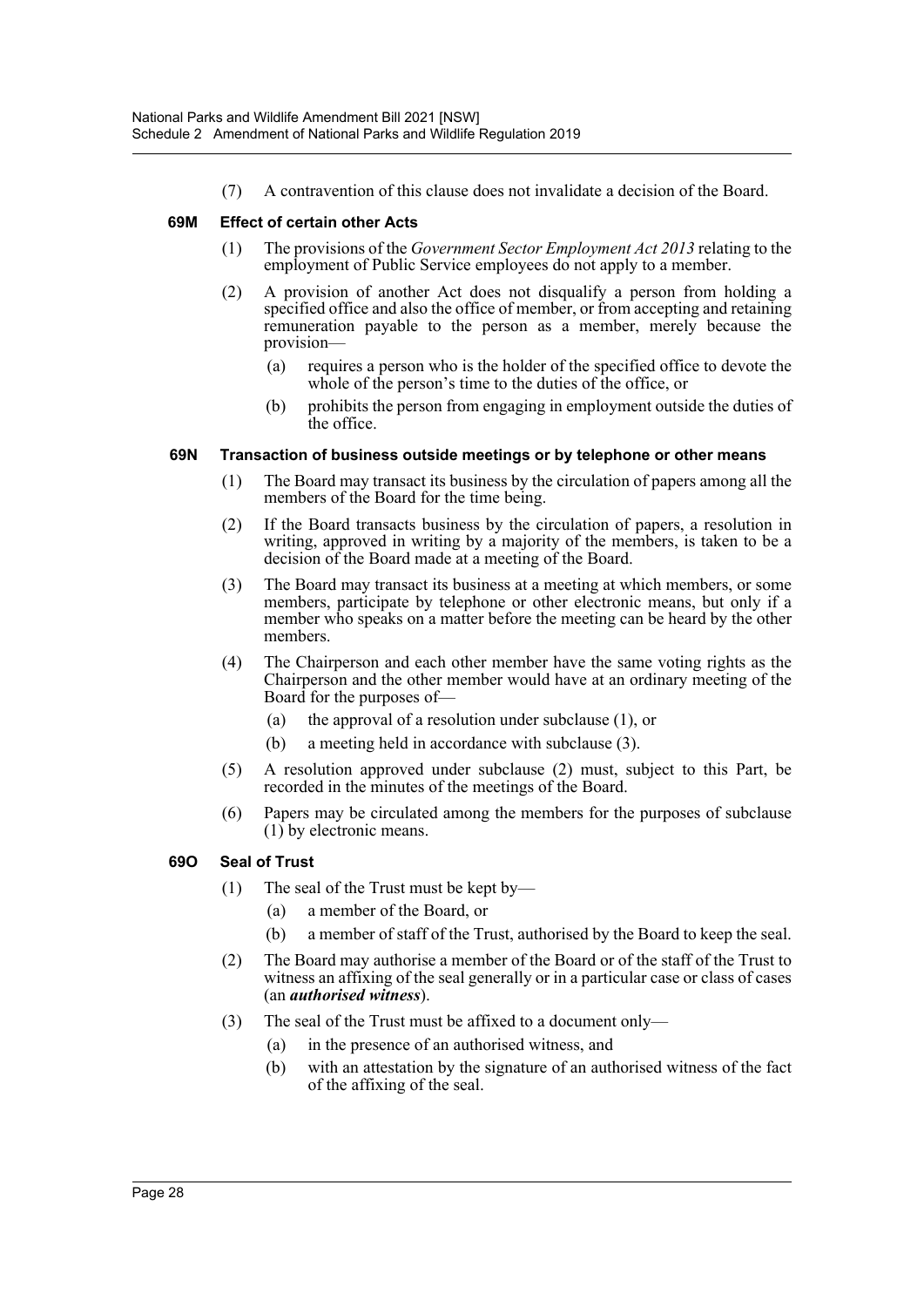(7) A contravention of this clause does not invalidate a decision of the Board.

**69M Effect of certain other Acts**

(1) The provisions of the *Government Sector Employment Act 2013* relating to the employment of Public Service employees do not apply to a member.

(2) A provision of another Act does not disqualify a person from holding a specified office and also the office of member, or from accepting and retaining remuneration payable to the person as a member, merely because the provision—

(a) requires a person who is the holder of the specified office to devote the whole of the person's time to the duties of the office, or

(b) prohibits the person from engaging in employment outside the duties of the office.

**69N Transaction of business outside meetings or by telephone or other means**

(1) The Board may transact its business by the circulation of papers among all the members of the Board for the time being.

(2) If the Board transacts business by the circulation of papers, a resolution in writing, approved in writing by a majority of the members, is taken to be a decision of the Board made at a meeting of the Board.

(3) The Board may transact its business at a meeting at which members, or some members, participate by telephone or other electronic means, but only if a member who speaks on a matter before the meeting can be heard by the other members.

(4) The Chairperson and each other member have the same voting rights as the Chairperson and the other member would have at an ordinary meeting of the Board for the purposes of—

(a) the approval of a resolution under subclause (1), or

(b) a meeting held in accordance with subclause (3).

(5) A resolution approved under subclause (2) must, subject to this Part, be recorded in the minutes of the meetings of the Board.

(6) Papers may be circulated among the members for the purposes of subclause (1) by electronic means.

**69O Seal of Trust**

(1) The seal of the Trust must be kept by—

(a) a member of the Board, or

(b) a member of staff of the Trust, authorised by the Board to keep the seal.

(2) The Board may authorise a member of the Board or of the staff of the Trust to witness an affixing of the seal generally or in a particular case or class of cases (an ***authorised witness***).

(3) The seal of the Trust must be affixed to a document only—

(a) in the presence of an authorised witness, and

(b) with an attestation by the signature of an authorised witness of the fact of the affixing of the seal.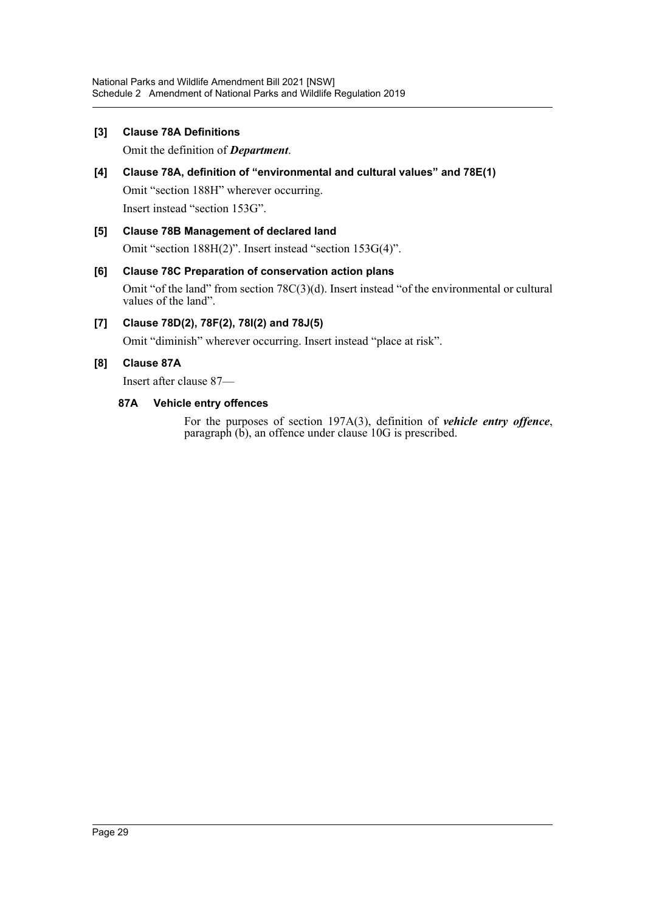### [3] Clause 78A Definitions

Omit the definition of ***Department***.

### [4] Clause 78A, definition of "environmental and cultural values" and 78E(1)

Omit "section 188H" wherever occurring.

Insert instead "section 153G".

### [5] Clause 78B Management of declared land

Omit "section 188H(2)". Insert instead "section 153G(4)".

### [6] Clause 78C Preparation of conservation action plans

Omit "of the land" from section 78C(3)(d). Insert instead "of the environmental or cultural values of the land".

### [7] Clause 78D(2), 78F(2), 78I(2) and 78J(5)

Omit "diminish" wherever occurring. Insert instead "place at risk".

### [8] Clause 87A

Insert after clause 87—

#### 87A Vehicle entry offences

For the purposes of section 197A(3), definition of ***vehicle entry offence***, paragraph (b), an offence under clause 10G is prescribed.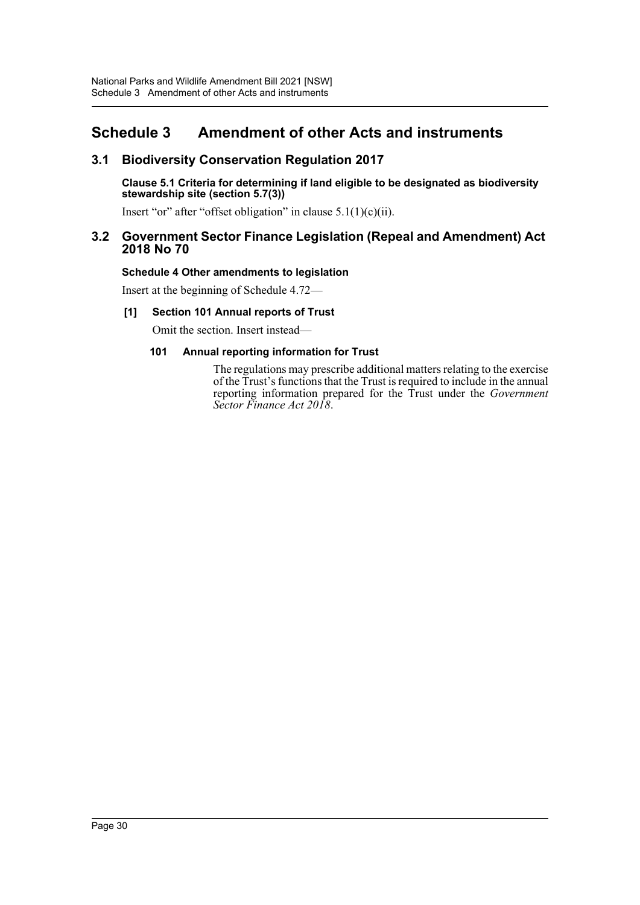# Schedule 3 Amendment of other Acts and instruments

## 3.1 Biodiversity Conservation Regulation 2017

**Clause 5.1 Criteria for determining if land eligible to be designated as biodiversity stewardship site (section 5.7(3))**

Insert "or" after "offset obligation" in clause 5.1(1)(c)(ii).

## 3.2 Government Sector Finance Legislation (Repeal and Amendment) Act 2018 No 70

**Schedule 4 Other amendments to legislation**

Insert at the beginning of Schedule 4.72—

**[1] Section 101 Annual reports of Trust**

Omit the section. Insert instead—

**101 Annual reporting information for Trust**

The regulations may prescribe additional matters relating to the exercise of the Trust's functions that the Trust is required to include in the annual reporting information prepared for the Trust under the *Government Sector Finance Act 2018*.